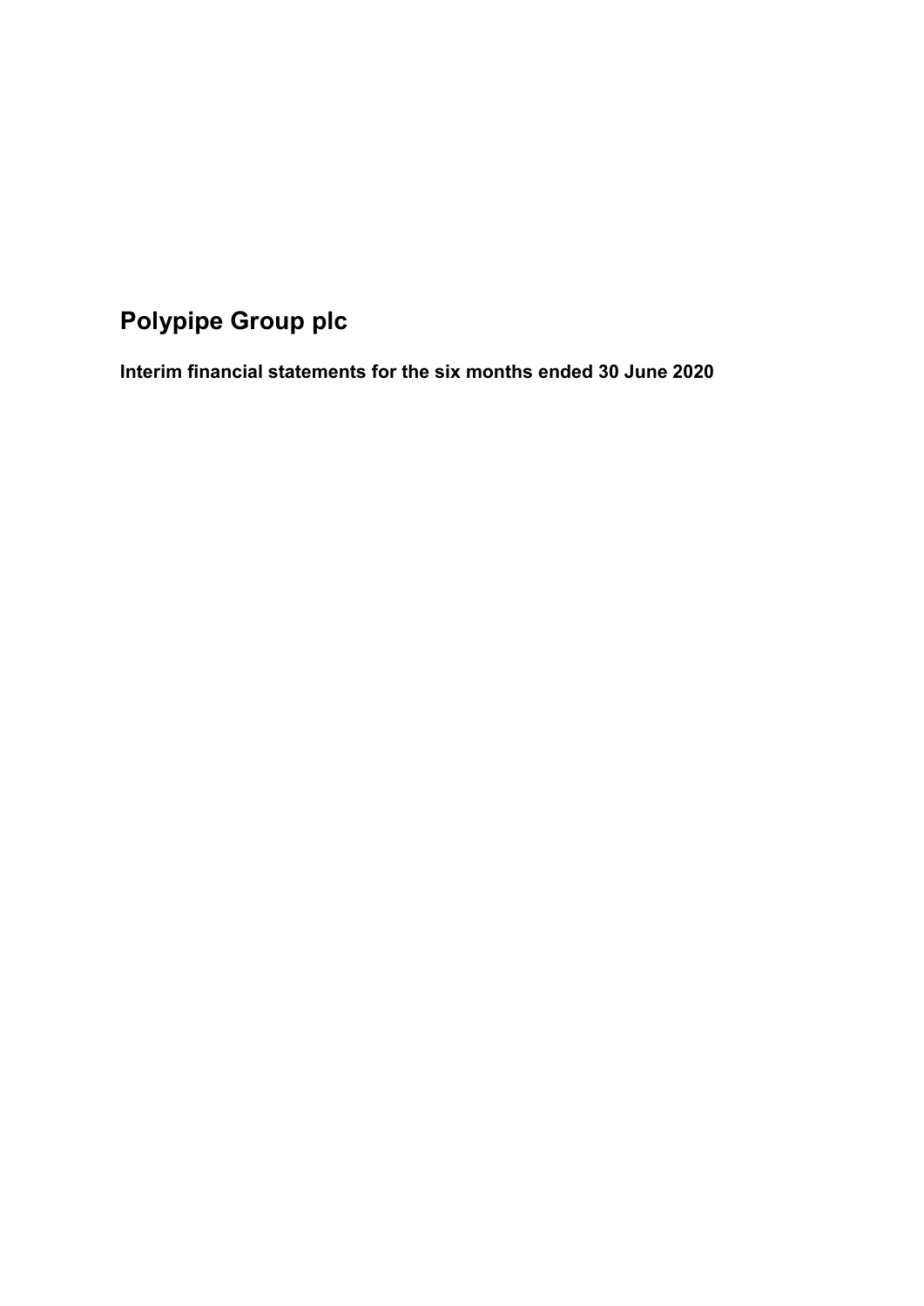# Polypipe Group plc

## Interim financial statements for the six months ended 30 June 2020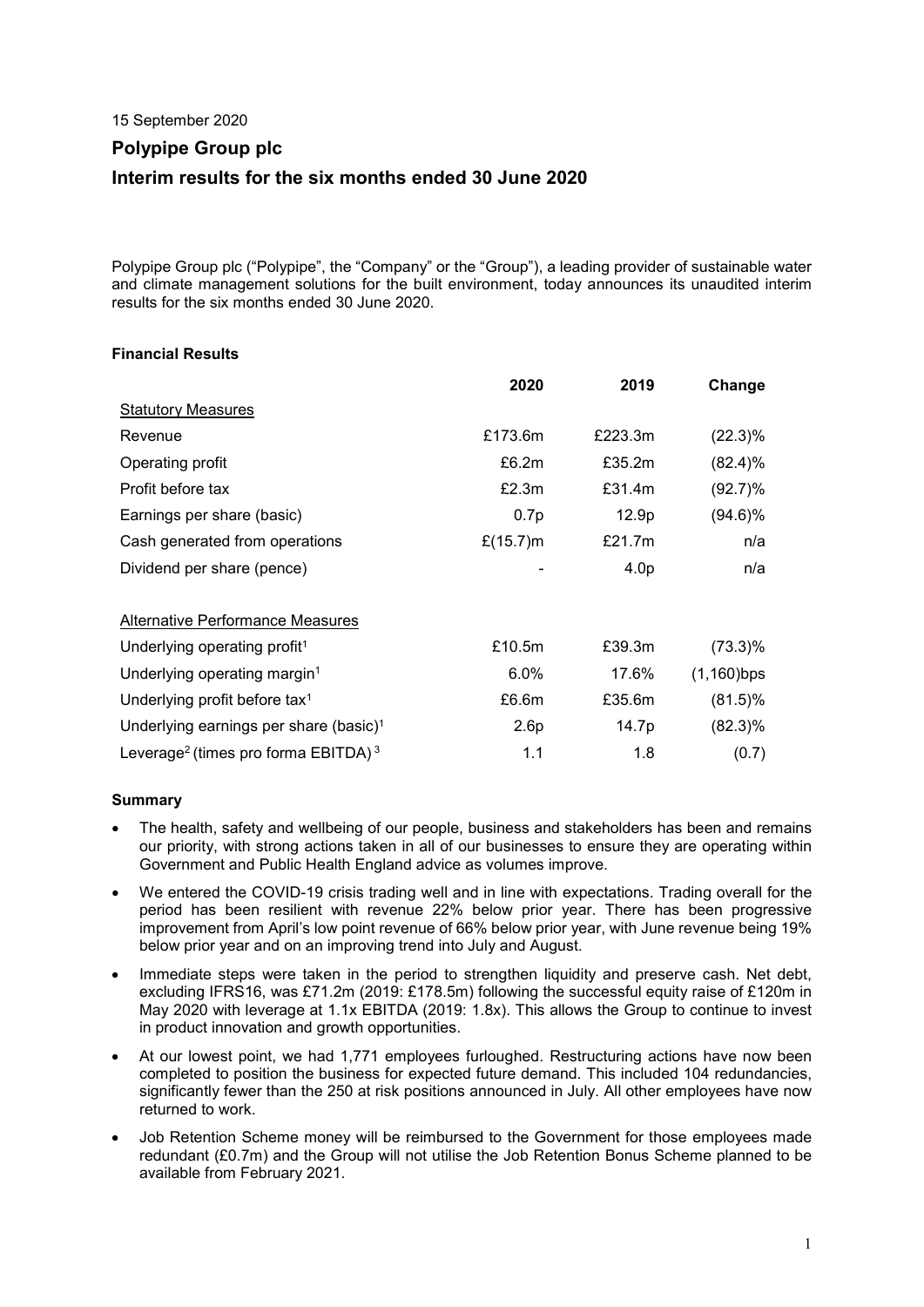15 September 2020

# Polypipe Group plc

## Interim results for the six months ended 30 June 2020

Polypipe Group plc ("Polypipe", the "Company" or the "Group"), a leading provider of sustainable water and climate management solutions for the built environment, today announces its unaudited interim results for the six months ended 30 June 2020.

### Financial Results

| | 2020 | 2019 | Change |
|---|---|---|---|
| Statutory Measures | | | |
| Revenue | £173.6m | £223.3m | (22.3)% |
| Operating profit | £6.2m | £35.2m | (82.4)% |
| Profit before tax | £2.3m | £31.4m | (92.7)% |
| Earnings per share (basic) | 0.7p | 12.9p | (94.6)% |
| Cash generated from operations | £(15.7)m | £21.7m | n/a |
| Dividend per share (pence) | - | 4.0p | n/a |
| | | | |
| Alternative Performance Measures | | | |
| Underlying operating profit[1] | £10.5m | £39.3m | (73.3)% |
| Underlying operating margin[1] | 6.0% | 17.6% | (1,160)bps |
| Underlying profit before tax[1] | £6.6m | £35.6m | (81.5)% |
| Underlying earnings per share (basic)[1] | 2.6p | 14.7p | (82.3)% |
| Leverage[2] (times pro forma EBITDA)[3] | 1.1 | 1.8 | (0.7) |

### Summary

- The health, safety and wellbeing of our people, business and stakeholders has been and remains our priority, with strong actions taken in all of our businesses to ensure they are operating within Government and Public Health England advice as volumes improve.
- We entered the COVID-19 crisis trading well and in line with expectations. Trading overall for the period has been resilient with revenue 22% below prior year. There has been progressive improvement from April's low point revenue of 66% below prior year, with June revenue being 19% below prior year and on an improving trend into July and August.
- Immediate steps were taken in the period to strengthen liquidity and preserve cash. Net debt, excluding IFRS16, was £71.2m (2019: £178.5m) following the successful equity raise of £120m in May 2020 with leverage at 1.1x EBITDA (2019: 1.8x). This allows the Group to continue to invest in product innovation and growth opportunities.
- At our lowest point, we had 1,771 employees furloughed. Restructuring actions have now been completed to position the business for expected future demand. This included 104 redundancies, significantly fewer than the 250 at risk positions announced in July. All other employees have now returned to work.
- Job Retention Scheme money will be reimbursed to the Government for those employees made redundant (£0.7m) and the Group will not utilise the Job Retention Bonus Scheme planned to be available from February 2021.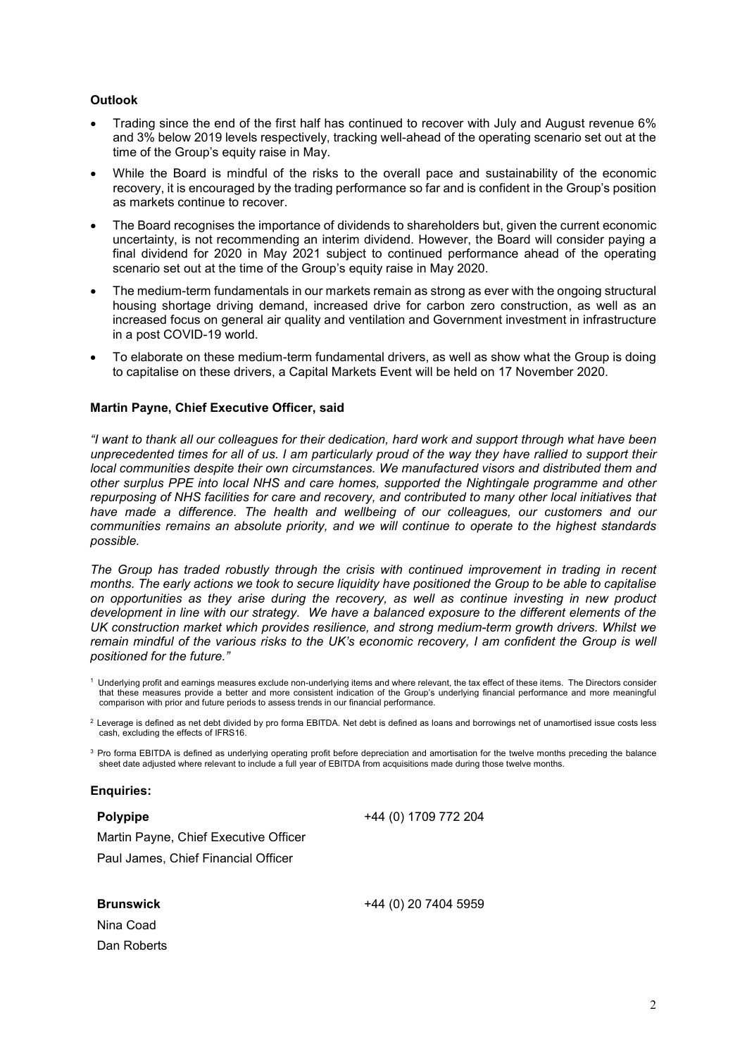**Outlook**

- Trading since the end of the first half has continued to recover with July and August revenue 6% and 3% below 2019 levels respectively, tracking well-ahead of the operating scenario set out at the time of the Group's equity raise in May.
- While the Board is mindful of the risks to the overall pace and sustainability of the economic recovery, it is encouraged by the trading performance so far and is confident in the Group's position as markets continue to recover.
- The Board recognises the importance of dividends to shareholders but, given the current economic uncertainty, is not recommending an interim dividend. However, the Board will consider paying a final dividend for 2020 in May 2021 subject to continued performance ahead of the operating scenario set out at the time of the Group's equity raise in May 2020.
- The medium-term fundamentals in our markets remain as strong as ever with the ongoing structural housing shortage driving demand, increased drive for carbon zero construction, as well as an increased focus on general air quality and ventilation and Government investment in infrastructure in a post COVID-19 world.
- To elaborate on these medium-term fundamental drivers, as well as show what the Group is doing to capitalise on these drivers, a Capital Markets Event will be held on 17 November 2020.

**Martin Payne, Chief Executive Officer, said**

*"I want to thank all our colleagues for their dedication, hard work and support through what have been unprecedented times for all of us. I am particularly proud of the way they have rallied to support their local communities despite their own circumstances. We manufactured visors and distributed them and other surplus PPE into local NHS and care homes, supported the Nightingale programme and other repurposing of NHS facilities for care and recovery, and contributed to many other local initiatives that have made a difference. The health and wellbeing of our colleagues, our customers and our communities remains an absolute priority, and we will continue to operate to the highest standards possible.*

*The Group has traded robustly through the crisis with continued improvement in trading in recent months. The early actions we took to secure liquidity have positioned the Group to be able to capitalise on opportunities as they arise during the recovery, as well as continue investing in new product development in line with our strategy. We have a balanced exposure to the different elements of the UK construction market which provides resilience, and strong medium-term growth drivers. Whilst we remain mindful of the various risks to the UK's economic recovery, I am confident the Group is well positioned for the future."*

[1] Underlying profit and earnings measures exclude non-underlying items and where relevant, the tax effect of these items. The Directors consider that these measures provide a better and more consistent indication of the Group's underlying financial performance and more meaningful comparison with prior and future periods to assess trends in our financial performance.

[2] Leverage is defined as net debt divided by pro forma EBITDA. Net debt is defined as loans and borrowings net of unamortised issue costs less cash, excluding the effects of IFRS16.

[3] Pro forma EBITDA is defined as underlying operating profit before depreciation and amortisation for the twelve months preceding the balance sheet date adjusted where relevant to include a full year of EBITDA from acquisitions made during those twelve months.

**Enquiries:**

**Polypipe** +44 (0) 1709 772 204

Martin Payne, Chief Executive Officer

Paul James, Chief Financial Officer

**Brunswick** +44 (0) 20 7404 5959

Nina Coad

Dan Roberts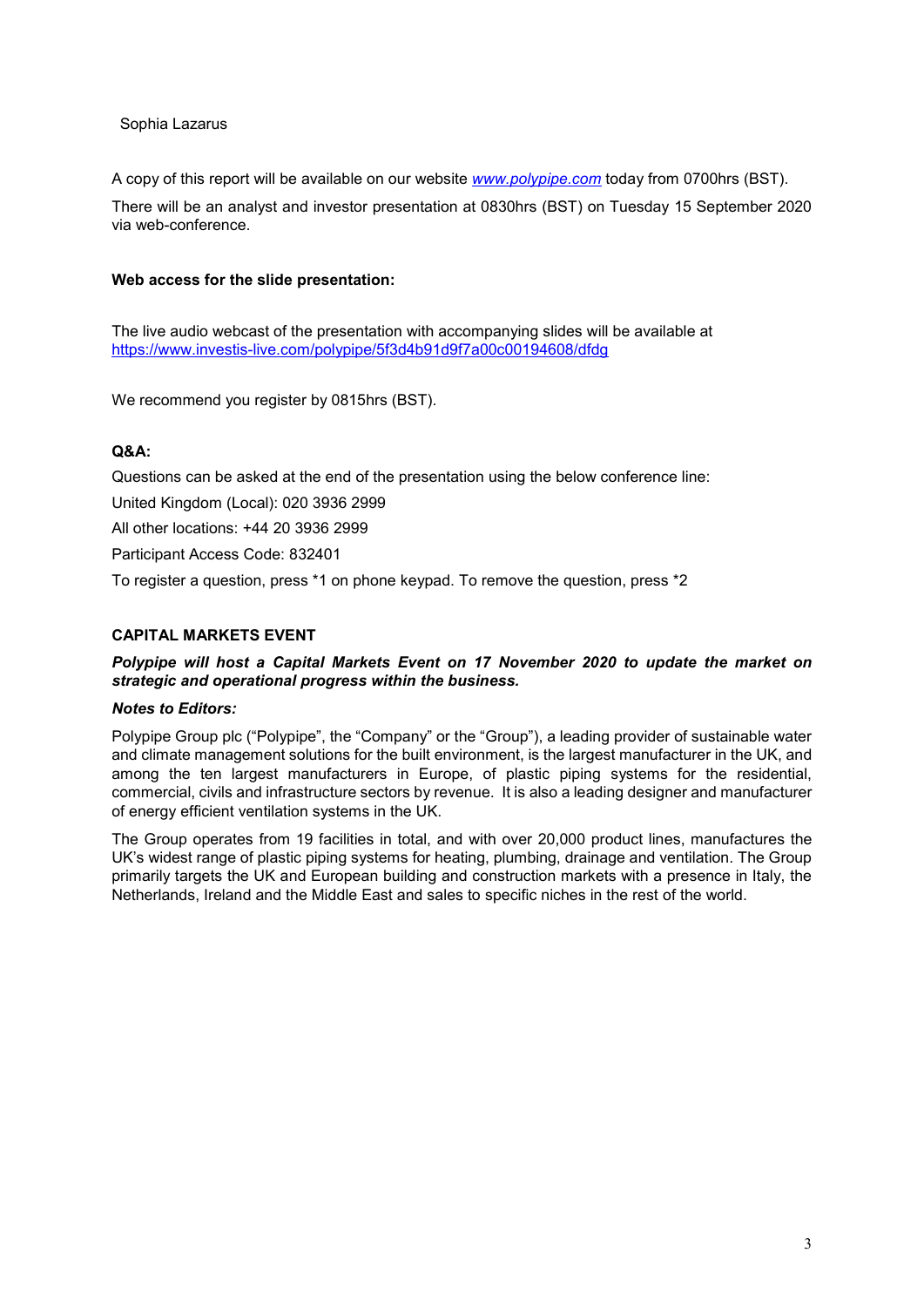Sophia Lazarus

A copy of this report will be available on our website *[www.polypipe.com](http://www.polypipe.com)* today from 0700hrs (BST).

There will be an analyst and investor presentation at 0830hrs (BST) on Tuesday 15 September 2020 via web-conference.

**Web access for the slide presentation:**

The live audio webcast of the presentation with accompanying slides will be available at https://www.investis-live.com/polypipe/5f3d4b91d9f7a00c00194608/dfdg

We recommend you register by 0815hrs (BST).

**Q&A:**

Questions can be asked at the end of the presentation using the below conference line:

United Kingdom (Local): 020 3936 2999

All other locations: +44 20 3936 2999

Participant Access Code: 832401

To register a question, press *1 on phone keypad. To remove the question, press *2

**CAPITAL MARKETS EVENT**

***Polypipe will host a Capital Markets Event on 17 November 2020 to update the market on strategic and operational progress within the business.***

***Notes to Editors:***

Polypipe Group plc ("Polypipe", the "Company" or the "Group"), a leading provider of sustainable water and climate management solutions for the built environment, is the largest manufacturer in the UK, and among the ten largest manufacturers in Europe, of plastic piping systems for the residential, commercial, civils and infrastructure sectors by revenue. It is also a leading designer and manufacturer of energy efficient ventilation systems in the UK.

The Group operates from 19 facilities in total, and with over 20,000 product lines, manufactures the UK's widest range of plastic piping systems for heating, plumbing, drainage and ventilation. The Group primarily targets the UK and European building and construction markets with a presence in Italy, the Netherlands, Ireland and the Middle East and sales to specific niches in the rest of the world.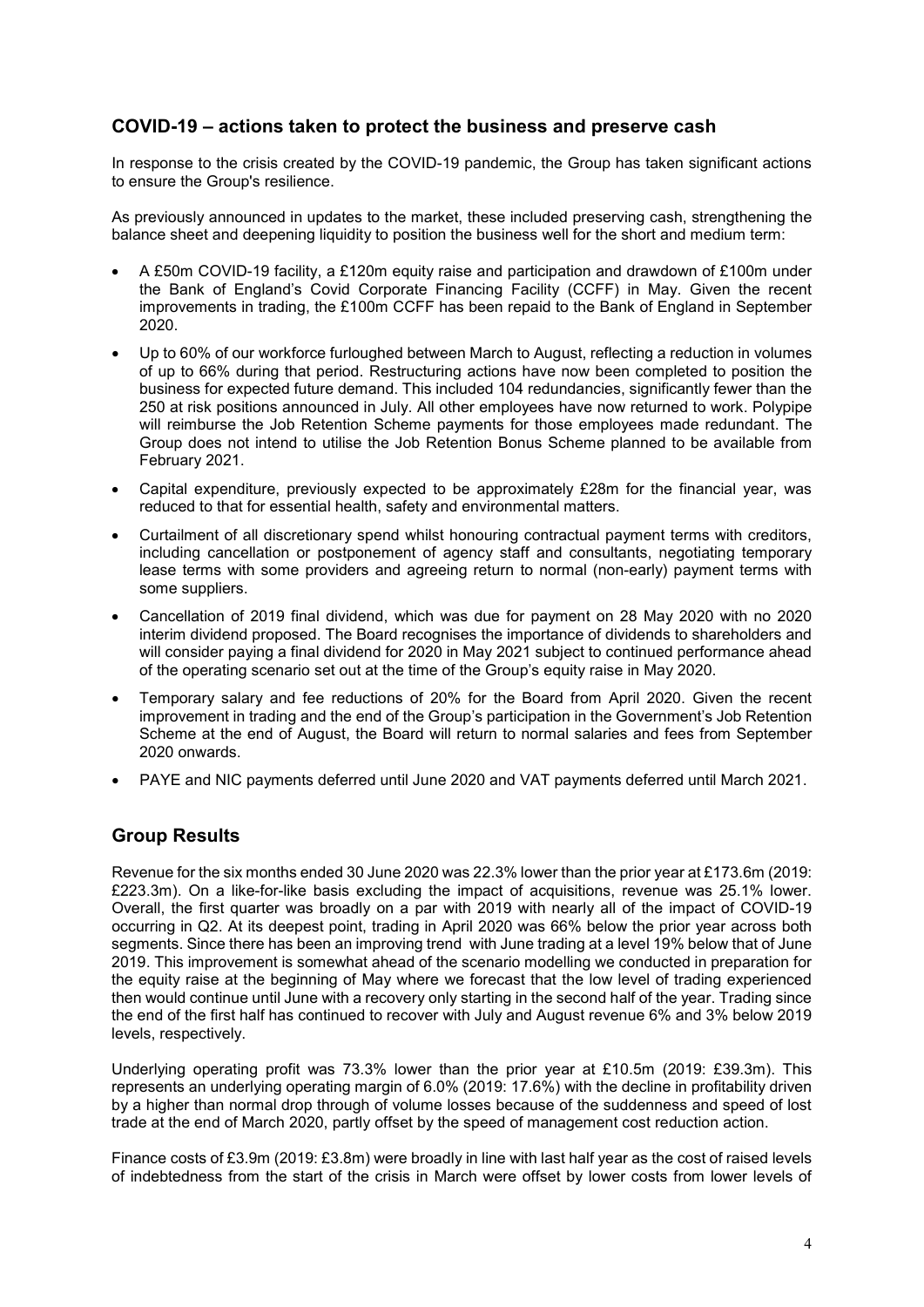## COVID-19 – actions taken to protect the business and preserve cash

In response to the crisis created by the COVID-19 pandemic, the Group has taken significant actions to ensure the Group's resilience.

As previously announced in updates to the market, these included preserving cash, strengthening the balance sheet and deepening liquidity to position the business well for the short and medium term:

- A £50m COVID-19 facility, a £120m equity raise and participation and drawdown of £100m under the Bank of England's Covid Corporate Financing Facility (CCFF) in May. Given the recent improvements in trading, the £100m CCFF has been repaid to the Bank of England in September 2020.
- Up to 60% of our workforce furloughed between March to August, reflecting a reduction in volumes of up to 66% during that period. Restructuring actions have now been completed to position the business for expected future demand. This included 104 redundancies, significantly fewer than the 250 at risk positions announced in July. All other employees have now returned to work. Polypipe will reimburse the Job Retention Scheme payments for those employees made redundant. The Group does not intend to utilise the Job Retention Bonus Scheme planned to be available from February 2021.
- Capital expenditure, previously expected to be approximately £28m for the financial year, was reduced to that for essential health, safety and environmental matters.
- Curtailment of all discretionary spend whilst honouring contractual payment terms with creditors, including cancellation or postponement of agency staff and consultants, negotiating temporary lease terms with some providers and agreeing return to normal (non-early) payment terms with some suppliers.
- Cancellation of 2019 final dividend, which was due for payment on 28 May 2020 with no 2020 interim dividend proposed. The Board recognises the importance of dividends to shareholders and will consider paying a final dividend for 2020 in May 2021 subject to continued performance ahead of the operating scenario set out at the time of the Group's equity raise in May 2020.
- Temporary salary and fee reductions of 20% for the Board from April 2020. Given the recent improvement in trading and the end of the Group's participation in the Government's Job Retention Scheme at the end of August, the Board will return to normal salaries and fees from September 2020 onwards.
- PAYE and NIC payments deferred until June 2020 and VAT payments deferred until March 2021.

## Group Results

Revenue for the six months ended 30 June 2020 was 22.3% lower than the prior year at £173.6m (2019: £223.3m). On a like-for-like basis excluding the impact of acquisitions, revenue was 25.1% lower. Overall, the first quarter was broadly on a par with 2019 with nearly all of the impact of COVID-19 occurring in Q2. At its deepest point, trading in April 2020 was 66% below the prior year across both segments. Since there has been an improving trend with June trading at a level 19% below that of June 2019. This improvement is somewhat ahead of the scenario modelling we conducted in preparation for the equity raise at the beginning of May where we forecast that the low level of trading experienced then would continue until June with a recovery only starting in the second half of the year. Trading since the end of the first half has continued to recover with July and August revenue 6% and 3% below 2019 levels, respectively.

Underlying operating profit was 73.3% lower than the prior year at £10.5m (2019: £39.3m). This represents an underlying operating margin of 6.0% (2019: 17.6%) with the decline in profitability driven by a higher than normal drop through of volume losses because of the suddenness and speed of lost trade at the end of March 2020, partly offset by the speed of management cost reduction action.

Finance costs of £3.9m (2019: £3.8m) were broadly in line with last half year as the cost of raised levels of indebtedness from the start of the crisis in March were offset by lower costs from lower levels of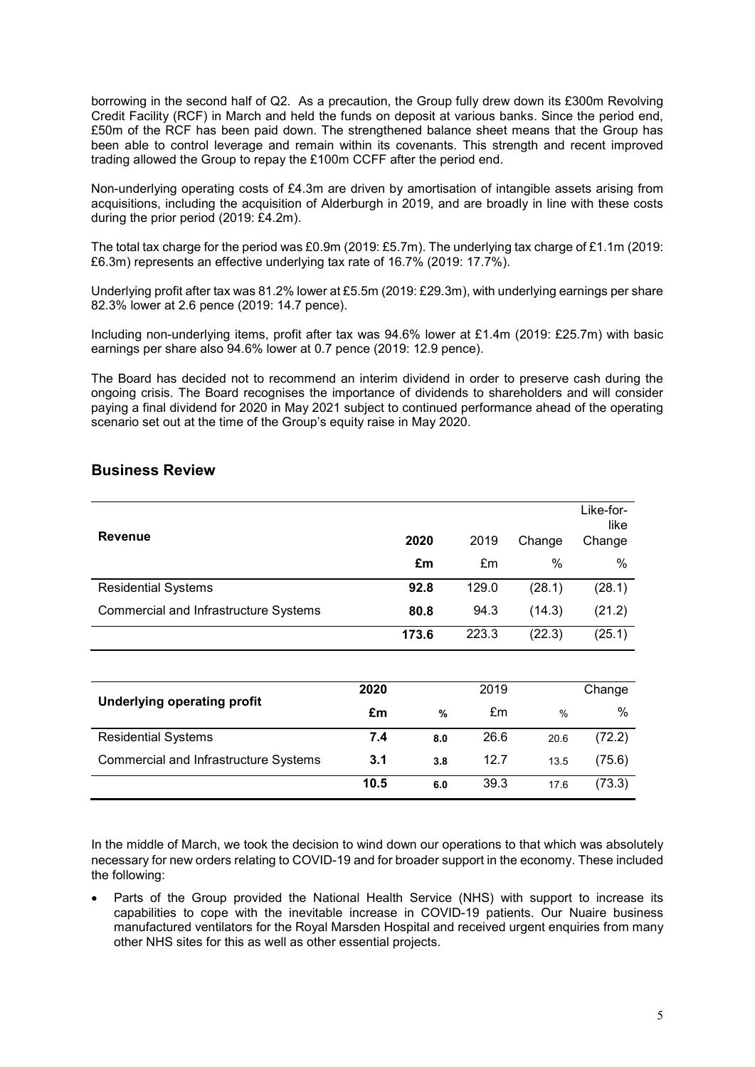borrowing in the second half of Q2. As a precaution, the Group fully drew down its £300m Revolving Credit Facility (RCF) in March and held the funds on deposit at various banks. Since the period end, £50m of the RCF has been paid down. The strengthened balance sheet means that the Group has been able to control leverage and remain within its covenants. This strength and recent improved trading allowed the Group to repay the £100m CCFF after the period end.

Non-underlying operating costs of £4.3m are driven by amortisation of intangible assets arising from acquisitions, including the acquisition of Alderburgh in 2019, and are broadly in line with these costs during the prior period (2019: £4.2m).

The total tax charge for the period was £0.9m (2019: £5.7m). The underlying tax charge of £1.1m (2019: £6.3m) represents an effective underlying tax rate of 16.7% (2019: 17.7%).

Underlying profit after tax was 81.2% lower at £5.5m (2019: £29.3m), with underlying earnings per share 82.3% lower at 2.6 pence (2019: 14.7 pence).

Including non-underlying items, profit after tax was 94.6% lower at £1.4m (2019: £25.7m) with basic earnings per share also 94.6% lower at 0.7 pence (2019: 12.9 pence).

The Board has decided not to recommend an interim dividend in order to preserve cash during the ongoing crisis. The Board recognises the importance of dividends to shareholders and will consider paying a final dividend for 2020 in May 2021 subject to continued performance ahead of the operating scenario set out at the time of the Group's equity raise in May 2020.

## Business Review

| Revenue | 2020 | 2019 | Change | Like-for-like Change |
|---|---|---|---|---|
| | **£m** | £m | % | % |
| Residential Systems | **92.8** | 129.0 | (28.1) | (28.1) |
| Commercial and Infrastructure Systems | **80.8** | 94.3 | (14.3) | (21.2) |
| | **173.6** | 223.3 | (22.3) | (25.1) |

| Underlying operating profit | 2020 | | 2019 | | Change |
|---|---|---|---|---|---|
| | **£m** | **%** | £m | % | % |
| Residential Systems | **7.4** | **8.0** | 26.6 | 20.6 | (72.2) |
| Commercial and Infrastructure Systems | **3.1** | **3.8** | 12.7 | 13.5 | (75.6) |
| | **10.5** | **6.0** | 39.3 | 17.6 | (73.3) |

In the middle of March, we took the decision to wind down our operations to that which was absolutely necessary for new orders relating to COVID-19 and for broader support in the economy. These included the following:

- Parts of the Group provided the National Health Service (NHS) with support to increase its capabilities to cope with the inevitable increase in COVID-19 patients. Our Nuaire business manufactured ventilators for the Royal Marsden Hospital and received urgent enquiries from many other NHS sites for this as well as other essential projects.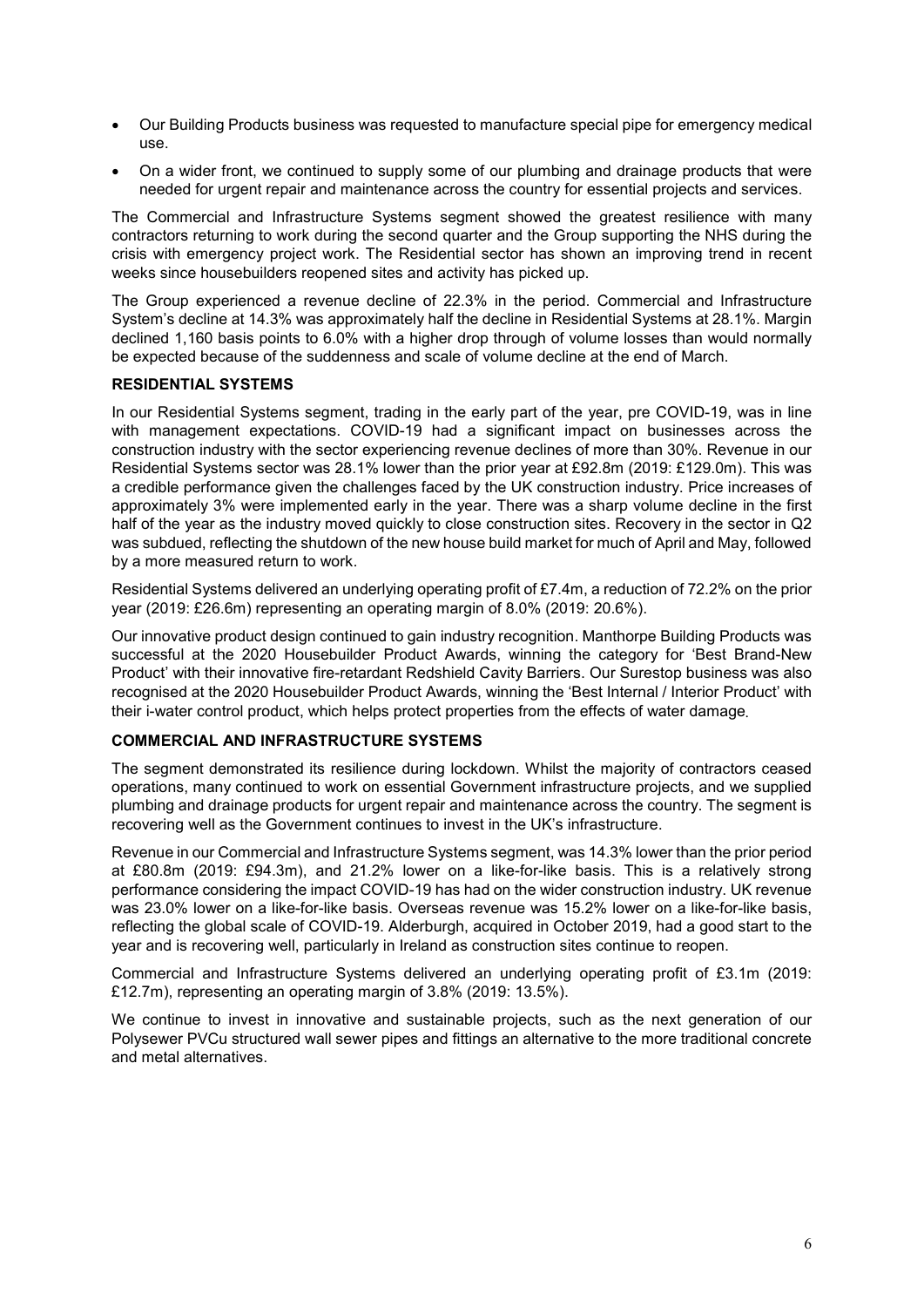- Our Building Products business was requested to manufacture special pipe for emergency medical use.
- On a wider front, we continued to supply some of our plumbing and drainage products that were needed for urgent repair and maintenance across the country for essential projects and services.

The Commercial and Infrastructure Systems segment showed the greatest resilience with many contractors returning to work during the second quarter and the Group supporting the NHS during the crisis with emergency project work. The Residential sector has shown an improving trend in recent weeks since housebuilders reopened sites and activity has picked up.

The Group experienced a revenue decline of 22.3% in the period. Commercial and Infrastructure System's decline at 14.3% was approximately half the decline in Residential Systems at 28.1%. Margin declined 1,160 basis points to 6.0% with a higher drop through of volume losses than would normally be expected because of the suddenness and scale of volume decline at the end of March.

**RESIDENTIAL SYSTEMS**

In our Residential Systems segment, trading in the early part of the year, pre COVID-19, was in line with management expectations. COVID-19 had a significant impact on businesses across the construction industry with the sector experiencing revenue declines of more than 30%. Revenue in our Residential Systems sector was 28.1% lower than the prior year at £92.8m (2019: £129.0m). This was a credible performance given the challenges faced by the UK construction industry. Price increases of approximately 3% were implemented early in the year. There was a sharp volume decline in the first half of the year as the industry moved quickly to close construction sites. Recovery in the sector in Q2 was subdued, reflecting the shutdown of the new house build market for much of April and May, followed by a more measured return to work.

Residential Systems delivered an underlying operating profit of £7.4m, a reduction of 72.2% on the prior year (2019: £26.6m) representing an operating margin of 8.0% (2019: 20.6%).

Our innovative product design continued to gain industry recognition. Manthorpe Building Products was successful at the 2020 Housebuilder Product Awards, winning the category for 'Best Brand-New Product' with their innovative fire-retardant Redshield Cavity Barriers. Our Surestop business was also recognised at the 2020 Housebuilder Product Awards, winning the 'Best Internal / Interior Product' with their i-water control product, which helps protect properties from the effects of water damage.

**COMMERCIAL AND INFRASTRUCTURE SYSTEMS**

The segment demonstrated its resilience during lockdown. Whilst the majority of contractors ceased operations, many continued to work on essential Government infrastructure projects, and we supplied plumbing and drainage products for urgent repair and maintenance across the country. The segment is recovering well as the Government continues to invest in the UK's infrastructure.

Revenue in our Commercial and Infrastructure Systems segment, was 14.3% lower than the prior period at £80.8m (2019: £94.3m), and 21.2% lower on a like-for-like basis. This is a relatively strong performance considering the impact COVID-19 has had on the wider construction industry. UK revenue was 23.0% lower on a like-for-like basis. Overseas revenue was 15.2% lower on a like-for-like basis, reflecting the global scale of COVID-19. Alderburgh, acquired in October 2019, had a good start to the year and is recovering well, particularly in Ireland as construction sites continue to reopen.

Commercial and Infrastructure Systems delivered an underlying operating profit of £3.1m (2019: £12.7m), representing an operating margin of 3.8% (2019: 13.5%).

We continue to invest in innovative and sustainable projects, such as the next generation of our Polysewer PVCu structured wall sewer pipes and fittings an alternative to the more traditional concrete and metal alternatives.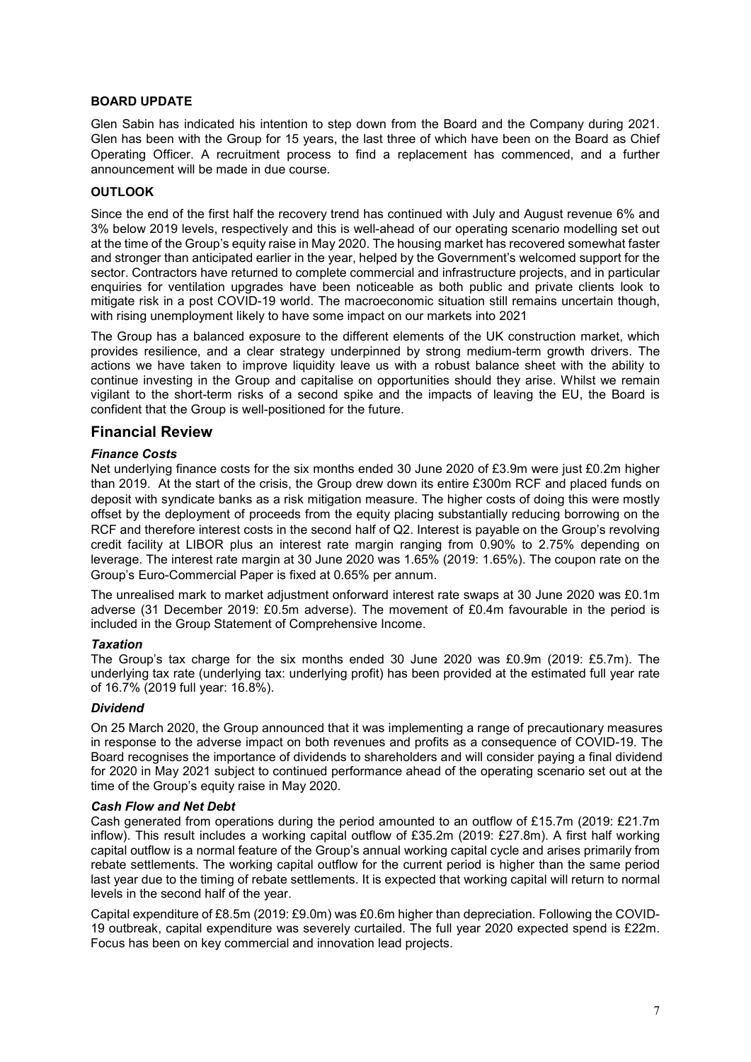**BOARD UPDATE**

Glen Sabin has indicated his intention to step down from the Board and the Company during 2021. Glen has been with the Group for 15 years, the last three of which have been on the Board as Chief Operating Officer. A recruitment process to find a replacement has commenced, and a further announcement will be made in due course.

**OUTLOOK**

Since the end of the first half the recovery trend has continued with July and August revenue 6% and 3% below 2019 levels, respectively and this is well-ahead of our operating scenario modelling set out at the time of the Group's equity raise in May 2020. The housing market has recovered somewhat faster and stronger than anticipated earlier in the year, helped by the Government's welcomed support for the sector. Contractors have returned to complete commercial and infrastructure projects, and in particular enquiries for ventilation upgrades have been noticeable as both public and private clients look to mitigate risk in a post COVID-19 world. The macroeconomic situation still remains uncertain though, with rising unemployment likely to have some impact on our markets into 2021

The Group has a balanced exposure to the different elements of the UK construction market, which provides resilience, and a clear strategy underpinned by strong medium-term growth drivers. The actions we have taken to improve liquidity leave us with a robust balance sheet with the ability to continue investing in the Group and capitalise on opportunities should they arise. Whilst we remain vigilant to the short-term risks of a second spike and the impacts of leaving the EU, the Board is confident that the Group is well-positioned for the future.

## Financial Review

***Finance Costs***

Net underlying finance costs for the six months ended 30 June 2020 of £3.9m were just £0.2m higher than 2019. At the start of the crisis, the Group drew down its entire £300m RCF and placed funds on deposit with syndicate banks as a risk mitigation measure. The higher costs of doing this were mostly offset by the deployment of proceeds from the equity placing substantially reducing borrowing on the RCF and therefore interest costs in the second half of Q2. Interest is payable on the Group's revolving credit facility at LIBOR plus an interest rate margin ranging from 0.90% to 2.75% depending on leverage. The interest rate margin at 30 June 2020 was 1.65% (2019: 1.65%). The coupon rate on the Group's Euro-Commercial Paper is fixed at 0.65% per annum.

The unrealised mark to market adjustment onforward interest rate swaps at 30 June 2020 was £0.1m adverse (31 December 2019: £0.5m adverse). The movement of £0.4m favourable in the period is included in the Group Statement of Comprehensive Income.

***Taxation***

The Group's tax charge for the six months ended 30 June 2020 was £0.9m (2019: £5.7m). The underlying tax rate (underlying tax: underlying profit) has been provided at the estimated full year rate of 16.7% (2019 full year: 16.8%).

***Dividend***

On 25 March 2020, the Group announced that it was implementing a range of precautionary measures in response to the adverse impact on both revenues and profits as a consequence of COVID-19. The Board recognises the importance of dividends to shareholders and will consider paying a final dividend for 2020 in May 2021 subject to continued performance ahead of the operating scenario set out at the time of the Group's equity raise in May 2020.

***Cash Flow and Net Debt***

Cash generated from operations during the period amounted to an outflow of £15.7m (2019: £21.7m inflow). This result includes a working capital outflow of £35.2m (2019: £27.8m). A first half working capital outflow is a normal feature of the Group's annual working capital cycle and arises primarily from rebate settlements. The working capital outflow for the current period is higher than the same period last year due to the timing of rebate settlements. It is expected that working capital will return to normal levels in the second half of the year.

Capital expenditure of £8.5m (2019: £9.0m) was £0.6m higher than depreciation. Following the COVID-19 outbreak, capital expenditure was severely curtailed. The full year 2020 expected spend is £22m. Focus has been on key commercial and innovation lead projects.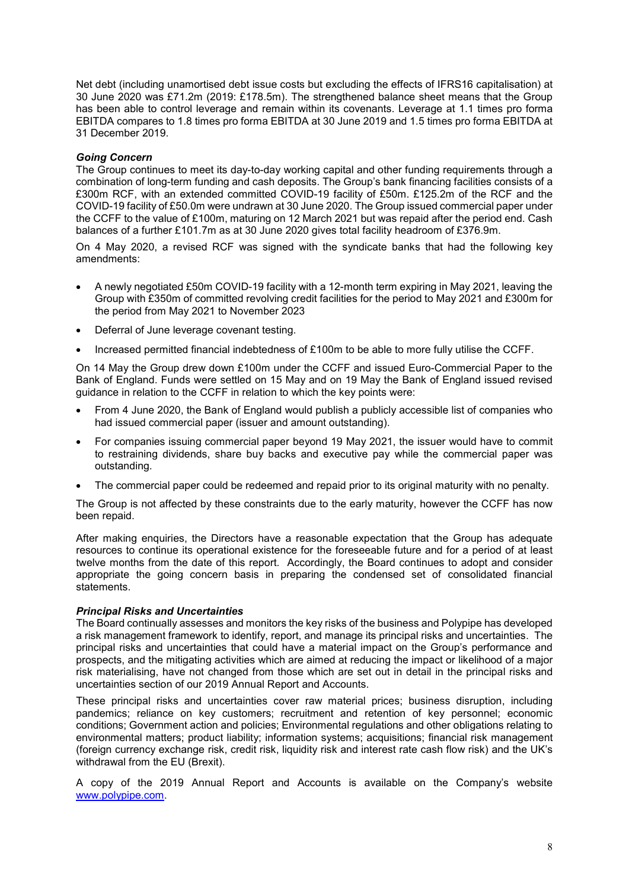Net debt (including unamortised debt issue costs but excluding the effects of IFRS16 capitalisation) at 30 June 2020 was £71.2m (2019: £178.5m). The strengthened balance sheet means that the Group has been able to control leverage and remain within its covenants. Leverage at 1.1 times pro forma EBITDA compares to 1.8 times pro forma EBITDA at 30 June 2019 and 1.5 times pro forma EBITDA at 31 December 2019.

***Going Concern***

The Group continues to meet its day-to-day working capital and other funding requirements through a combination of long-term funding and cash deposits. The Group's bank financing facilities consists of a £300m RCF, with an extended committed COVID-19 facility of £50m. £125.2m of the RCF and the COVID-19 facility of £50.0m were undrawn at 30 June 2020. The Group issued commercial paper under the CCFF to the value of £100m, maturing on 12 March 2021 but was repaid after the period end. Cash balances of a further £101.7m as at 30 June 2020 gives total facility headroom of £376.9m.

On 4 May 2020, a revised RCF was signed with the syndicate banks that had the following key amendments:

- A newly negotiated £50m COVID-19 facility with a 12-month term expiring in May 2021, leaving the Group with £350m of committed revolving credit facilities for the period to May 2021 and £300m for the period from May 2021 to November 2023
- Deferral of June leverage covenant testing.
- Increased permitted financial indebtedness of £100m to be able to more fully utilise the CCFF.

On 14 May the Group drew down £100m under the CCFF and issued Euro-Commercial Paper to the Bank of England. Funds were settled on 15 May and on 19 May the Bank of England issued revised guidance in relation to the CCFF in relation to which the key points were:

- From 4 June 2020, the Bank of England would publish a publicly accessible list of companies who had issued commercial paper (issuer and amount outstanding).
- For companies issuing commercial paper beyond 19 May 2021, the issuer would have to commit to restraining dividends, share buy backs and executive pay while the commercial paper was outstanding.
- The commercial paper could be redeemed and repaid prior to its original maturity with no penalty.

The Group is not affected by these constraints due to the early maturity, however the CCFF has now been repaid.

After making enquiries, the Directors have a reasonable expectation that the Group has adequate resources to continue its operational existence for the foreseeable future and for a period of at least twelve months from the date of this report. Accordingly, the Board continues to adopt and consider appropriate the going concern basis in preparing the condensed set of consolidated financial statements.

***Principal Risks and Uncertainties***

The Board continually assesses and monitors the key risks of the business and Polypipe has developed a risk management framework to identify, report, and manage its principal risks and uncertainties. The principal risks and uncertainties that could have a material impact on the Group's performance and prospects, and the mitigating activities which are aimed at reducing the impact or likelihood of a major risk materialising, have not changed from those which are set out in detail in the principal risks and uncertainties section of our 2019 Annual Report and Accounts.

These principal risks and uncertainties cover raw material prices; business disruption, including pandemics; reliance on key customers; recruitment and retention of key personnel; economic conditions; Government action and policies; Environmental regulations and other obligations relating to environmental matters; product liability; information systems; acquisitions; financial risk management (foreign currency exchange risk, credit risk, liquidity risk and interest rate cash flow risk) and the UK's withdrawal from the EU (Brexit).

A copy of the 2019 Annual Report and Accounts is available on the Company's website [www.polypipe.com](http://www.polypipe.com).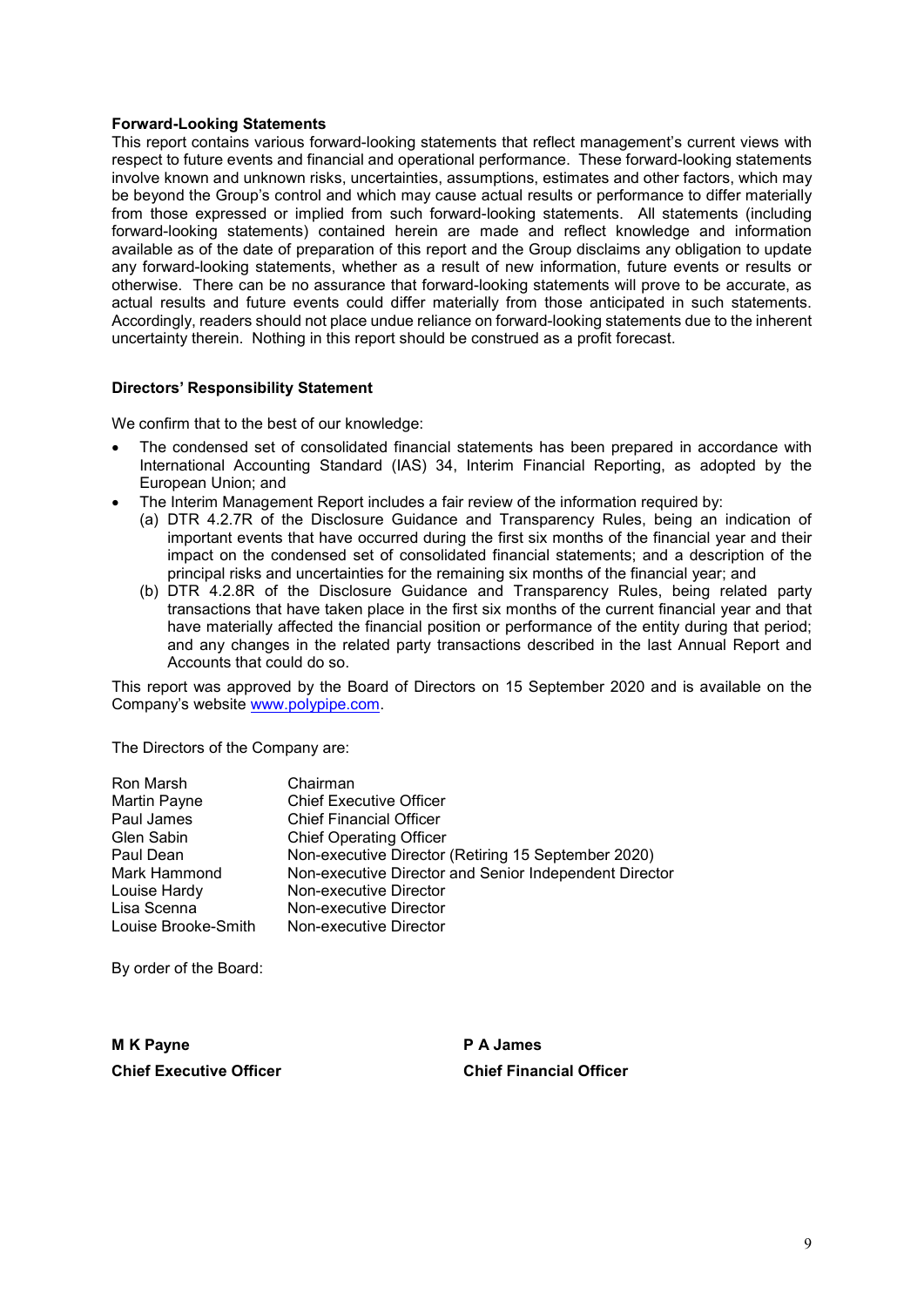**Forward-Looking Statements**

This report contains various forward-looking statements that reflect management's current views with respect to future events and financial and operational performance. These forward-looking statements involve known and unknown risks, uncertainties, assumptions, estimates and other factors, which may be beyond the Group's control and which may cause actual results or performance to differ materially from those expressed or implied from such forward-looking statements. All statements (including forward-looking statements) contained herein are made and reflect knowledge and information available as of the date of preparation of this report and the Group disclaims any obligation to update any forward-looking statements, whether as a result of new information, future events or results or otherwise. There can be no assurance that forward-looking statements will prove to be accurate, as actual results and future events could differ materially from those anticipated in such statements. Accordingly, readers should not place undue reliance on forward-looking statements due to the inherent uncertainty therein. Nothing in this report should be construed as a profit forecast.

**Directors' Responsibility Statement**

We confirm that to the best of our knowledge:

- The condensed set of consolidated financial statements has been prepared in accordance with International Accounting Standard (IAS) 34, Interim Financial Reporting, as adopted by the European Union; and
- The Interim Management Report includes a fair review of the information required by:
  (a) DTR 4.2.7R of the Disclosure Guidance and Transparency Rules, being an indication of important events that have occurred during the first six months of the financial year and their impact on the condensed set of consolidated financial statements; and a description of the principal risks and uncertainties for the remaining six months of the financial year; and
  (b) DTR 4.2.8R of the Disclosure Guidance and Transparency Rules, being related party transactions that have taken place in the first six months of the current financial year and that have materially affected the financial position or performance of the entity during that period; and any changes in the related party transactions described in the last Annual Report and Accounts that could do so.

This report was approved by the Board of Directors on 15 September 2020 and is available on the Company's website www.polypipe.com.

The Directors of the Company are:

| | |
|---|---|
| Ron Marsh | Chairman |
| Martin Payne | Chief Executive Officer |
| Paul James | Chief Financial Officer |
| Glen Sabin | Chief Operating Officer |
| Paul Dean | Non-executive Director (Retiring 15 September 2020) |
| Mark Hammond | Non-executive Director and Senior Independent Director |
| Louise Hardy | Non-executive Director |
| Lisa Scenna | Non-executive Director |
| Louise Brooke-Smith | Non-executive Director |

By order of the Board:

**M K Payne**
**Chief Executive Officer**

**P A James**
**Chief Financial Officer**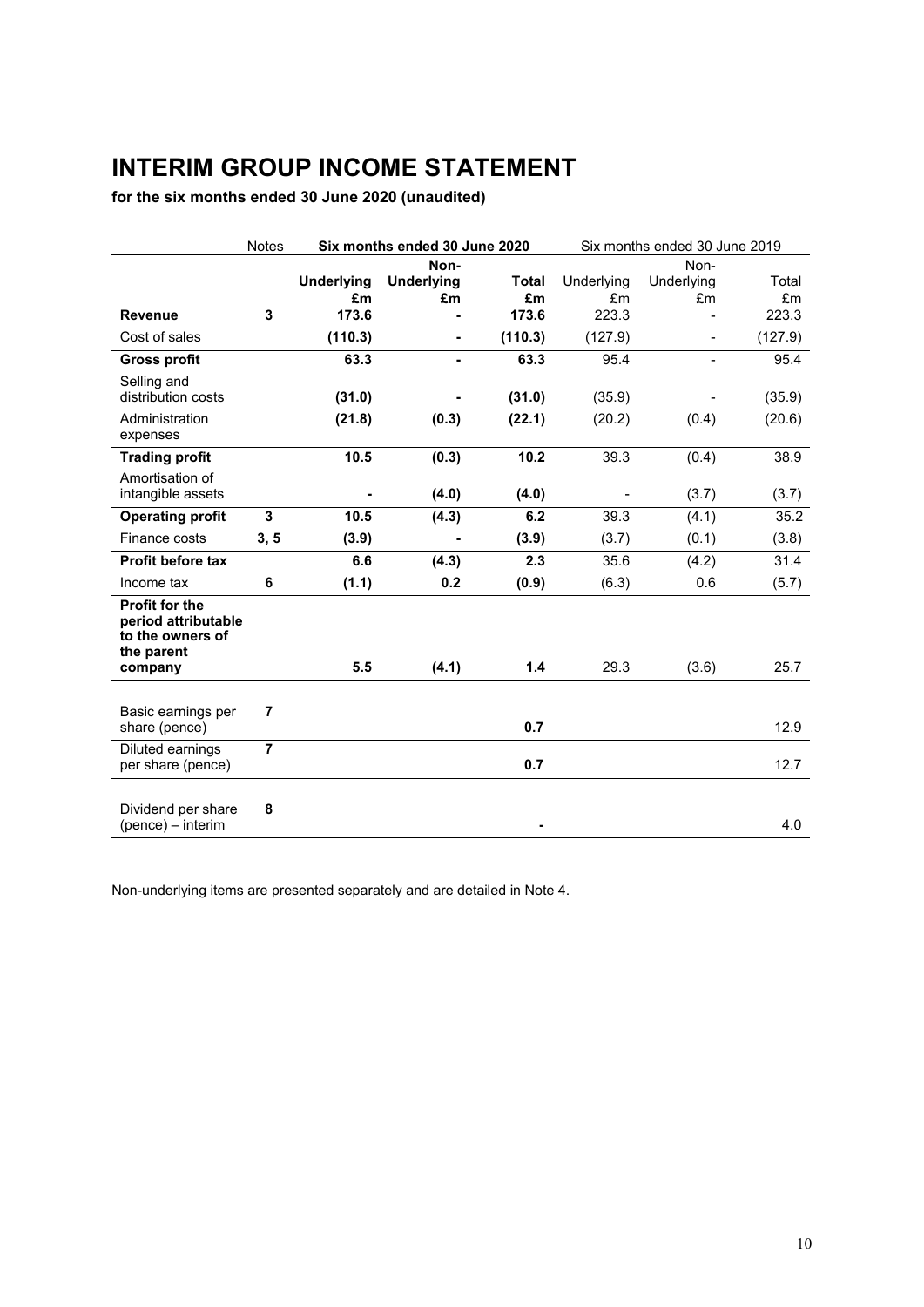# INTERIM GROUP INCOME STATEMENT

**for the six months ended 30 June 2020 (unaudited)**

| | Notes | **Six months ended 30 June 2020** | | | Six months ended 30 June 2019 | | |
|---|---|---|---|---|---|---|---|
| | | **Underlying £m** | **Non-Underlying £m** | **Total £m** | Underlying £m | Non-Underlying £m | Total £m |
| **Revenue** | **3** | **173.6** | **-** | **173.6** | 223.3 | - | 223.3 |
| Cost of sales | | **(110.3)** | **-** | **(110.3)** | (127.9) | - | (127.9) |
| **Gross profit** | | **63.3** | **-** | **63.3** | 95.4 | - | 95.4 |
| Selling and distribution costs | | **(31.0)** | **-** | **(31.0)** | (35.9) | - | (35.9) |
| Administration expenses | | **(21.8)** | **(0.3)** | **(22.1)** | (20.2) | (0.4) | (20.6) |
| **Trading profit** | | **10.5** | **(0.3)** | **10.2** | 39.3 | (0.4) | 38.9 |
| Amortisation of intangible assets | | **-** | **(4.0)** | **(4.0)** | - | (3.7) | (3.7) |
| **Operating profit** | **3** | **10.5** | **(4.3)** | **6.2** | 39.3 | (4.1) | 35.2 |
| Finance costs | **3, 5** | **(3.9)** | **-** | **(3.9)** | (3.7) | (0.1) | (3.8) |
| **Profit before tax** | | **6.6** | **(4.3)** | **2.3** | 35.6 | (4.2) | 31.4 |
| Income tax | **6** | **(1.1)** | **0.2** | **(0.9)** | (6.3) | 0.6 | (5.7) |
| **Profit for the period attributable to the owners of the parent company** | | **5.5** | **(4.1)** | **1.4** | 29.3 | (3.6) | 25.7 |
| Basic earnings per share (pence) | **7** | | | **0.7** | | | 12.9 |
| Diluted earnings per share (pence) | **7** | | | **0.7** | | | 12.7 |
| Dividend per share (pence) – interim | **8** | | | **-** | | | 4.0 |

Non-underlying items are presented separately and are detailed in Note 4.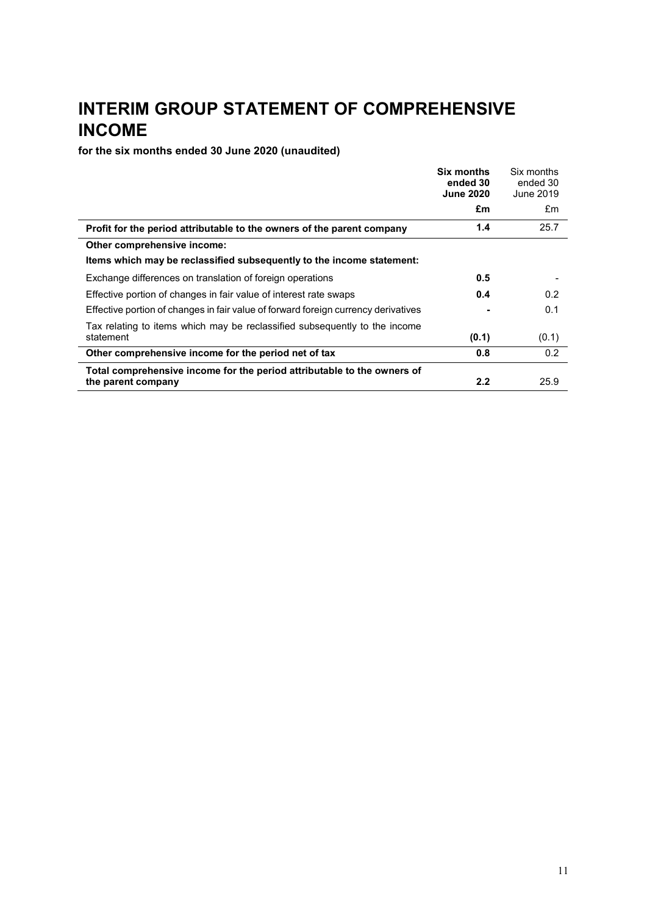# INTERIM GROUP STATEMENT OF COMPREHENSIVE INCOME

**for the six months ended 30 June 2020 (unaudited)**

| | **Six months ended 30 June 2020** | Six months ended 30 June 2019 |
|---|---|---|
| | **£m** | £m |
| **Profit for the period attributable to the owners of the parent company** | **1.4** | 25.7 |
| **Other comprehensive income:** | | |
| **Items which may be reclassified subsequently to the income statement:** | | |
| Exchange differences on translation of foreign operations | **0.5** | - |
| Effective portion of changes in fair value of interest rate swaps | **0.4** | 0.2 |
| Effective portion of changes in fair value of forward foreign currency derivatives | **-** | 0.1 |
| Tax relating to items which may be reclassified subsequently to the income statement | **(0.1)** | (0.1) |
| **Other comprehensive income for the period net of tax** | **0.8** | 0.2 |
| **Total comprehensive income for the period attributable to the owners of the parent company** | **2.2** | 25.9 |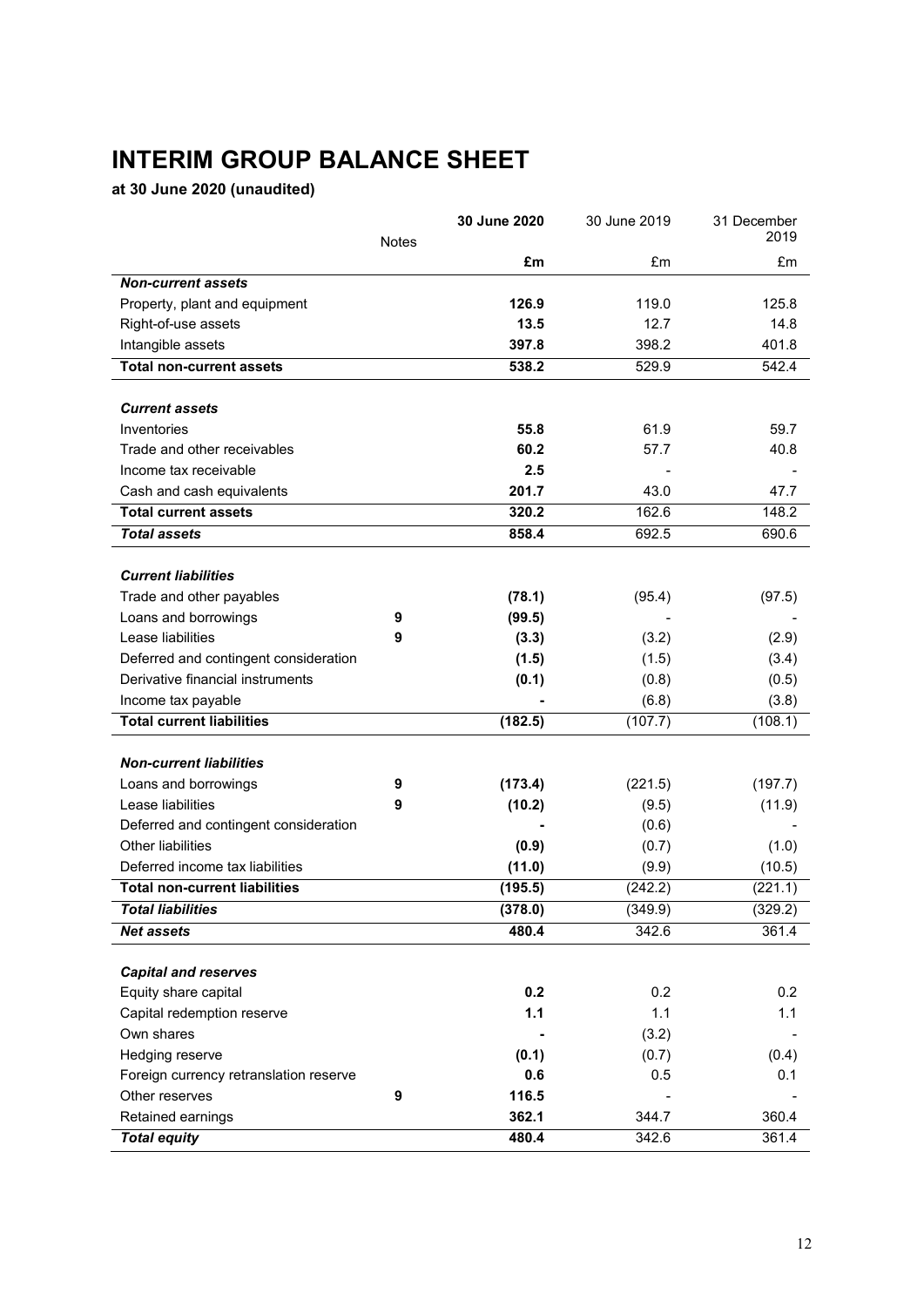# INTERIM GROUP BALANCE SHEET

**at 30 June 2020 (unaudited)**

| | Notes | 30 June 2020 | 30 June 2019 | 31 December 2019 |
|---|---|---|---|---|
| | | £m | £m | £m |
| ***Non-current assets*** | | | | |
| Property, plant and equipment | | **126.9** | 119.0 | 125.8 |
| Right-of-use assets | | **13.5** | 12.7 | 14.8 |
| Intangible assets | | **397.8** | 398.2 | 401.8 |
| **Total non-current assets** | | **538.2** | 529.9 | 542.4 |
| | | | | |
| ***Current assets*** | | | | |
| Inventories | | **55.8** | 61.9 | 59.7 |
| Trade and other receivables | | **60.2** | 57.7 | 40.8 |
| Income tax receivable | | **2.5** | - | - |
| Cash and cash equivalents | | **201.7** | 43.0 | 47.7 |
| **Total current assets** | | **320.2** | 162.6 | 148.2 |
| ***Total assets*** | | **858.4** | 692.5 | 690.6 |
| | | | | |
| ***Current liabilities*** | | | | |
| Trade and other payables | | **(78.1)** | (95.4) | (97.5) |
| Loans and borrowings | 9 | **(99.5)** | - | - |
| Lease liabilities | 9 | **(3.3)** | (3.2) | (2.9) |
| Deferred and contingent consideration | | **(1.5)** | (1.5) | (3.4) |
| Derivative financial instruments | | **(0.1)** | (0.8) | (0.5) |
| Income tax payable | | **-** | (6.8) | (3.8) |
| **Total current liabilities** | | **(182.5)** | (107.7) | (108.1) |
| | | | | |
| ***Non-current liabilities*** | | | | |
| Loans and borrowings | 9 | **(173.4)** | (221.5) | (197.7) |
| Lease liabilities | 9 | **(10.2)** | (9.5) | (11.9) |
| Deferred and contingent consideration | | **-** | (0.6) | - |
| Other liabilities | | **(0.9)** | (0.7) | (1.0) |
| Deferred income tax liabilities | | **(11.0)** | (9.9) | (10.5) |
| **Total non-current liabilities** | | **(195.5)** | (242.2) | (221.1) |
| ***Total liabilities*** | | **(378.0)** | (349.9) | (329.2) |
| ***Net assets*** | | **480.4** | 342.6 | 361.4 |
| | | | | |
| ***Capital and reserves*** | | | | |
| Equity share capital | | **0.2** | 0.2 | 0.2 |
| Capital redemption reserve | | **1.1** | 1.1 | 1.1 |
| Own shares | | **-** | (3.2) | - |
| Hedging reserve | | **(0.1)** | (0.7) | (0.4) |
| Foreign currency retranslation reserve | | **0.6** | 0.5 | 0.1 |
| Other reserves | 9 | **116.5** | - | - |
| Retained earnings | | **362.1** | 344.7 | 360.4 |
| ***Total equity*** | | **480.4** | 342.6 | 361.4 |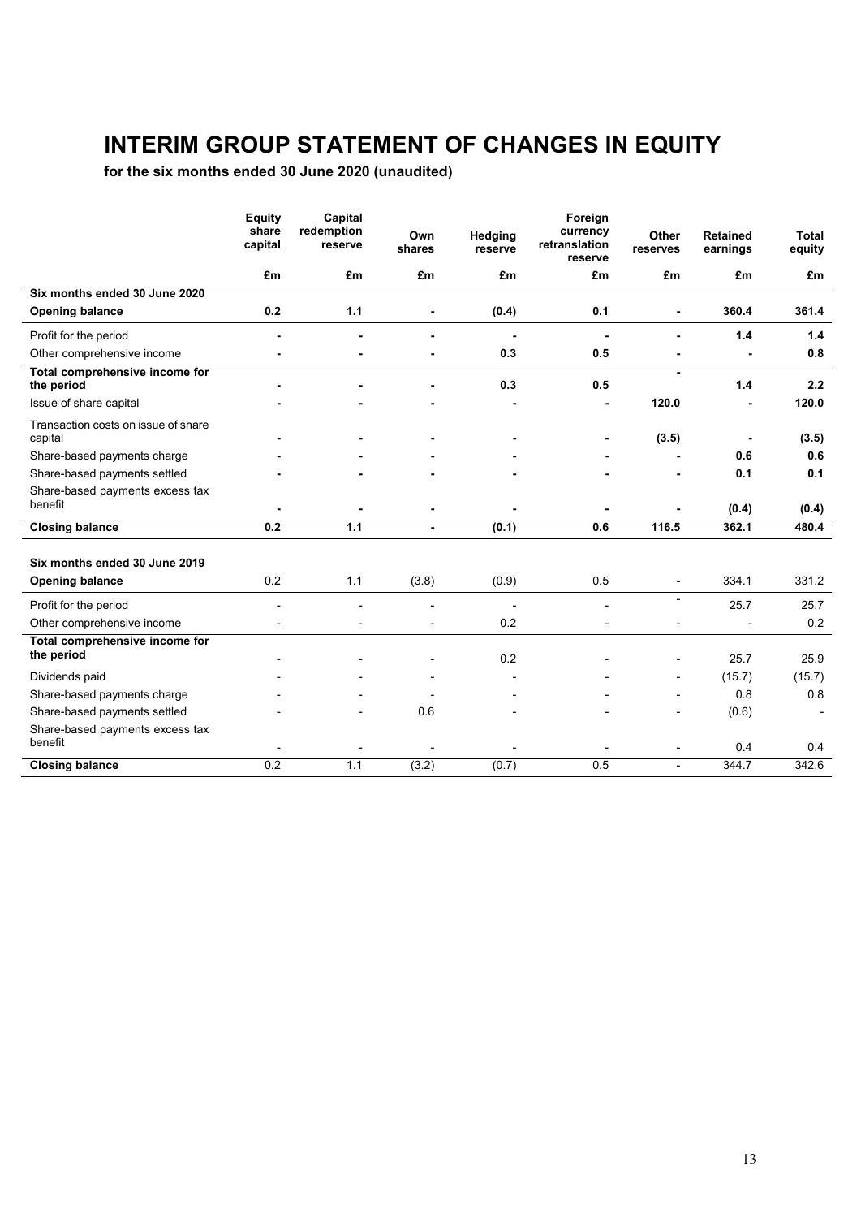# INTERIM GROUP STATEMENT OF CHANGES IN EQUITY

**for the six months ended 30 June 2020 (unaudited)**

| | Equity share capital | Capital redemption reserve | Own shares | Hedging reserve | Foreign currency retranslation reserve | Other reserves | Retained earnings | Total equity |
|---|---|---|---|---|---|---|---|---|
| | £m | £m | £m | £m | £m | £m | £m | £m |
| **Six months ended 30 June 2020** | | | | | | | | |
| **Opening balance** | **0.2** | **1.1** | **-** | **(0.4)** | **0.1** | **-** | **360.4** | **361.4** |
| Profit for the period | **-** | **-** | **-** | **-** | **-** | **-** | **1.4** | **1.4** |
| Other comprehensive income | **-** | **-** | **-** | **0.3** | **0.5** | **-** | **-** | **0.8** |
| **Total comprehensive income for the period** | **-** | **-** | **-** | **0.3** | **0.5** | **-** | **1.4** | **2.2** |
| Issue of share capital | **-** | **-** | **-** | **-** | **-** | **120.0** | **-** | **120.0** |
| Transaction costs on issue of share capital | **-** | **-** | **-** | **-** | **-** | **(3.5)** | **-** | **(3.5)** |
| Share-based payments charge | **-** | **-** | **-** | **-** | **-** | **-** | **0.6** | **0.6** |
| Share-based payments settled | **-** | **-** | **-** | **-** | **-** | **-** | **0.1** | **0.1** |
| Share-based payments excess tax benefit | **-** | **-** | **-** | **-** | **-** | **-** | **(0.4)** | **(0.4)** |
| **Closing balance** | **0.2** | **1.1** | **-** | **(0.1)** | **0.6** | **116.5** | **362.1** | **480.4** |
| | | | | | | | | |
| **Six months ended 30 June 2019** | | | | | | | | |
| **Opening balance** | 0.2 | 1.1 | (3.8) | (0.9) | 0.5 | - | 334.1 | 331.2 |
| Profit for the period | - | - | - | - | - | - | 25.7 | 25.7 |
| Other comprehensive income | - | - | - | 0.2 | - | - | - | 0.2 |
| **Total comprehensive income for the period** | - | - | - | 0.2 | - | - | 25.7 | 25.9 |
| Dividends paid | - | - | - | - | - | - | (15.7) | (15.7) |
| Share-based payments charge | - | - | - | - | - | - | 0.8 | 0.8 |
| Share-based payments settled | - | - | 0.6 | - | - | - | (0.6) | - |
| Share-based payments excess tax benefit | - | - | - | - | - | - | 0.4 | 0.4 |
| **Closing balance** | 0.2 | 1.1 | (3.2) | (0.7) | 0.5 | - | 344.7 | 342.6 |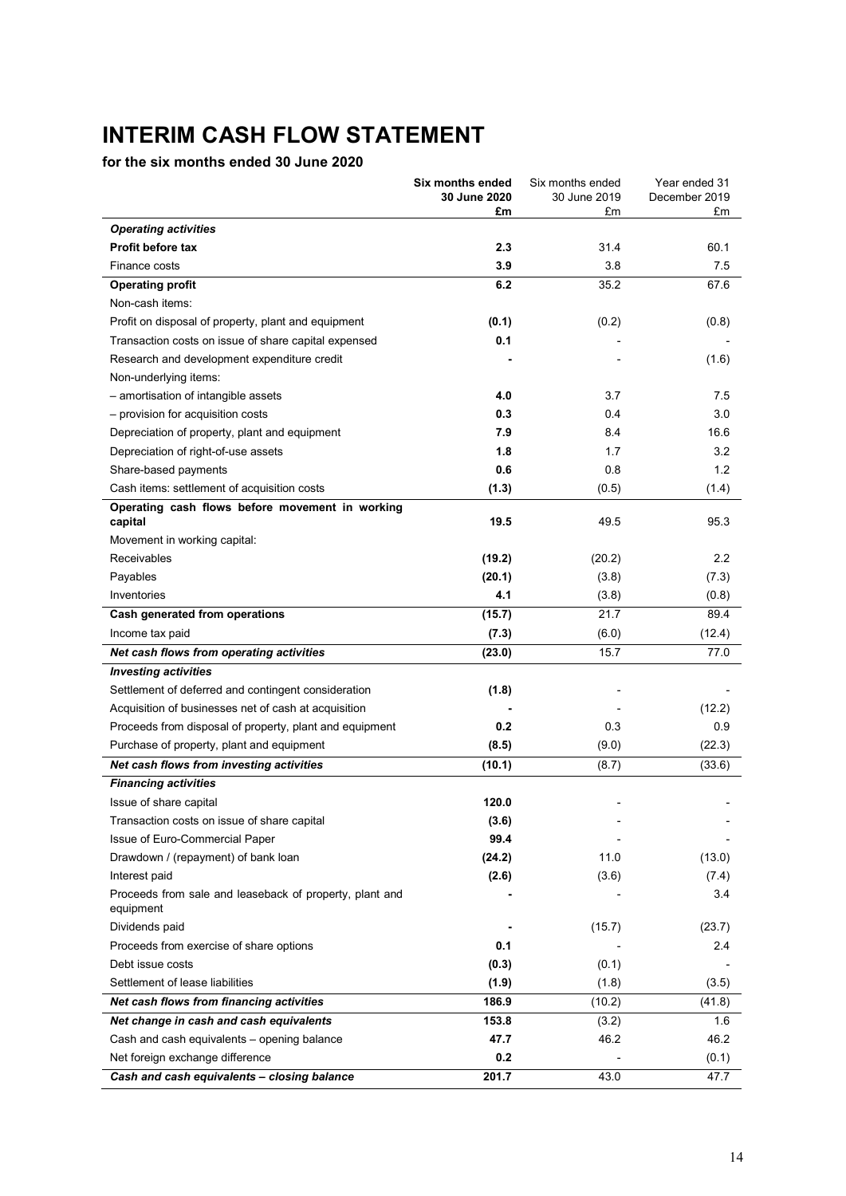# INTERIM CASH FLOW STATEMENT

**for the six months ended 30 June 2020**

| | **Six months ended 30 June 2020 £m** | Six months ended 30 June 2019 £m | Year ended 31 December 2019 £m |
|---|---|---|---|
| ***Operating activities*** | | | |
| **Profit before tax** | **2.3** | 31.4 | 60.1 |
| Finance costs | **3.9** | 3.8 | 7.5 |
| **Operating profit** | **6.2** | 35.2 | 67.6 |
| Non-cash items: | | | |
| Profit on disposal of property, plant and equipment | **(0.1)** | (0.2) | (0.8) |
| Transaction costs on issue of share capital expensed | **0.1** | - | - |
| Research and development expenditure credit | **-** | - | (1.6) |
| Non-underlying items: | | | |
| – amortisation of intangible assets | **4.0** | 3.7 | 7.5 |
| – provision for acquisition costs | **0.3** | 0.4 | 3.0 |
| Depreciation of property, plant and equipment | **7.9** | 8.4 | 16.6 |
| Depreciation of right-of-use assets | **1.8** | 1.7 | 3.2 |
| Share-based payments | **0.6** | 0.8 | 1.2 |
| Cash items: settlement of acquisition costs | **(1.3)** | (0.5) | (1.4) |
| **Operating cash flows before movement in working capital** | **19.5** | 49.5 | 95.3 |
| Movement in working capital: | | | |
| Receivables | **(19.2)** | (20.2) | 2.2 |
| Payables | **(20.1)** | (3.8) | (7.3) |
| Inventories | **4.1** | (3.8) | (0.8) |
| **Cash generated from operations** | **(15.7)** | 21.7 | 89.4 |
| Income tax paid | **(7.3)** | (6.0) | (12.4) |
| ***Net cash flows from operating activities*** | **(23.0)** | 15.7 | 77.0 |
| ***Investing activities*** | | | |
| Settlement of deferred and contingent consideration | **(1.8)** | - | - |
| Acquisition of businesses net of cash at acquisition | **-** | - | (12.2) |
| Proceeds from disposal of property, plant and equipment | **0.2** | 0.3 | 0.9 |
| Purchase of property, plant and equipment | **(8.5)** | (9.0) | (22.3) |
| ***Net cash flows from investing activities*** | **(10.1)** | (8.7) | (33.6) |
| ***Financing activities*** | | | |
| Issue of share capital | **120.0** | - | - |
| Transaction costs on issue of share capital | **(3.6)** | - | - |
| Issue of Euro-Commercial Paper | **99.4** | - | - |
| Drawdown / (repayment) of bank loan | **(24.2)** | 11.0 | (13.0) |
| Interest paid | **(2.6)** | (3.6) | (7.4) |
| Proceeds from sale and leaseback of property, plant and equipment | **-** | - | 3.4 |
| Dividends paid | **-** | (15.7) | (23.7) |
| Proceeds from exercise of share options | **0.1** | - | 2.4 |
| Debt issue costs | **(0.3)** | (0.1) | - |
| Settlement of lease liabilities | **(1.9)** | (1.8) | (3.5) |
| ***Net cash flows from financing activities*** | **186.9** | (10.2) | (41.8) |
| ***Net change in cash and cash equivalents*** | **153.8** | (3.2) | 1.6 |
| Cash and cash equivalents – opening balance | **47.7** | 46.2 | 46.2 |
| Net foreign exchange difference | **0.2** | - | (0.1) |
| ***Cash and cash equivalents – closing balance*** | **201.7** | 43.0 | 47.7 |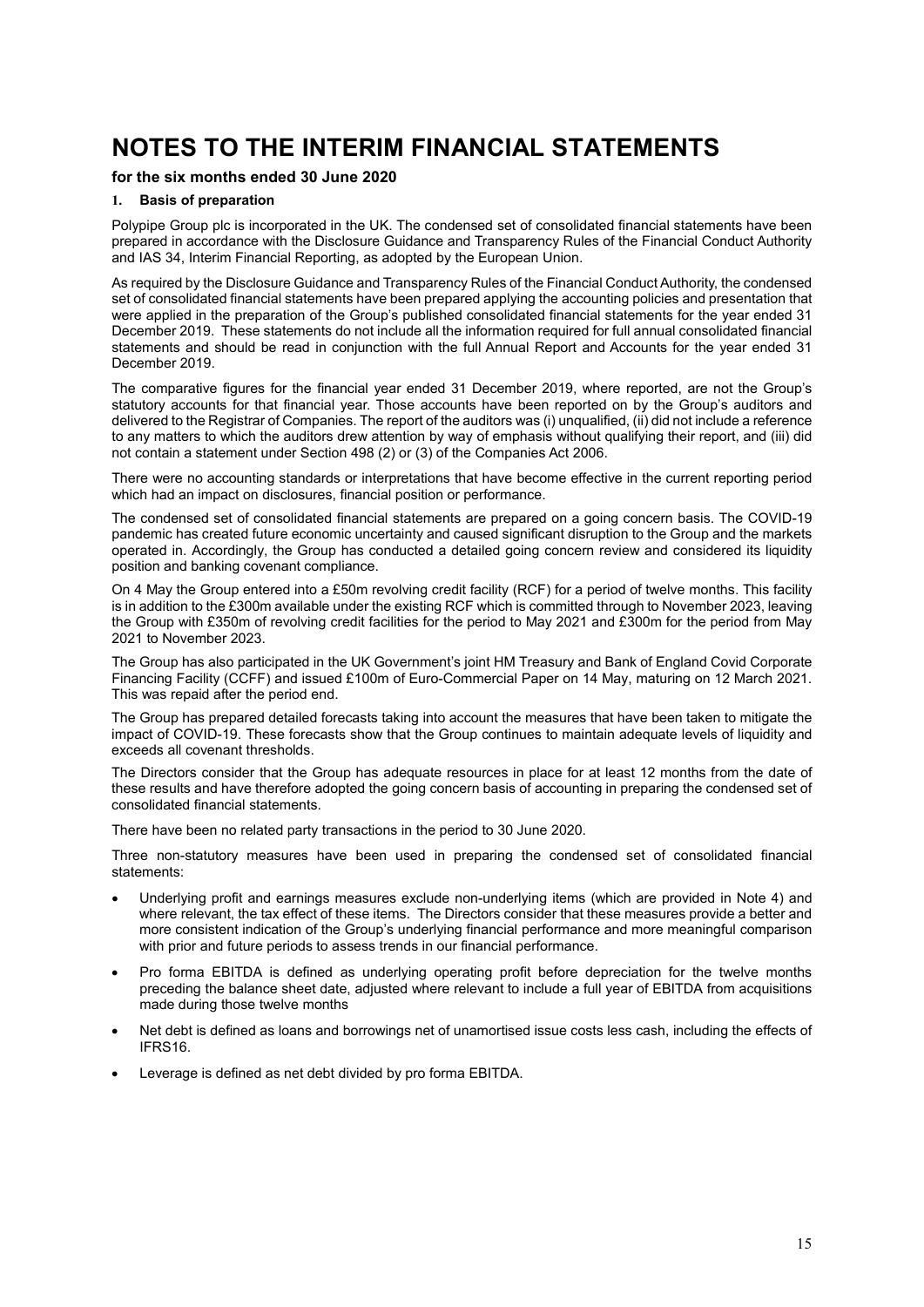# NOTES TO THE INTERIM FINANCIAL STATEMENTS

**for the six months ended 30 June 2020**

## 1. Basis of preparation

Polypipe Group plc is incorporated in the UK. The condensed set of consolidated financial statements have been prepared in accordance with the Disclosure Guidance and Transparency Rules of the Financial Conduct Authority and IAS 34, Interim Financial Reporting, as adopted by the European Union.

As required by the Disclosure Guidance and Transparency Rules of the Financial Conduct Authority, the condensed set of consolidated financial statements have been prepared applying the accounting policies and presentation that were applied in the preparation of the Group's published consolidated financial statements for the year ended 31 December 2019. These statements do not include all the information required for full annual consolidated financial statements and should be read in conjunction with the full Annual Report and Accounts for the year ended 31 December 2019.

The comparative figures for the financial year ended 31 December 2019, where reported, are not the Group's statutory accounts for that financial year. Those accounts have been reported on by the Group's auditors and delivered to the Registrar of Companies. The report of the auditors was (i) unqualified, (ii) did not include a reference to any matters to which the auditors drew attention by way of emphasis without qualifying their report, and (iii) did not contain a statement under Section 498 (2) or (3) of the Companies Act 2006.

There were no accounting standards or interpretations that have become effective in the current reporting period which had an impact on disclosures, financial position or performance.

The condensed set of consolidated financial statements are prepared on a going concern basis. The COVID-19 pandemic has created future economic uncertainty and caused significant disruption to the Group and the markets operated in. Accordingly, the Group has conducted a detailed going concern review and considered its liquidity position and banking covenant compliance.

On 4 May the Group entered into a £50m revolving credit facility (RCF) for a period of twelve months. This facility is in addition to the £300m available under the existing RCF which is committed through to November 2023, leaving the Group with £350m of revolving credit facilities for the period to May 2021 and £300m for the period from May 2021 to November 2023.

The Group has also participated in the UK Government's joint HM Treasury and Bank of England Covid Corporate Financing Facility (CCFF) and issued £100m of Euro-Commercial Paper on 14 May, maturing on 12 March 2021. This was repaid after the period end.

The Group has prepared detailed forecasts taking into account the measures that have been taken to mitigate the impact of COVID-19. These forecasts show that the Group continues to maintain adequate levels of liquidity and exceeds all covenant thresholds.

The Directors consider that the Group has adequate resources in place for at least 12 months from the date of these results and have therefore adopted the going concern basis of accounting in preparing the condensed set of consolidated financial statements.

There have been no related party transactions in the period to 30 June 2020.

Three non-statutory measures have been used in preparing the condensed set of consolidated financial statements:

- Underlying profit and earnings measures exclude non-underlying items (which are provided in Note 4) and where relevant, the tax effect of these items. The Directors consider that these measures provide a better and more consistent indication of the Group's underlying financial performance and more meaningful comparison with prior and future periods to assess trends in our financial performance.
- Pro forma EBITDA is defined as underlying operating profit before depreciation for the twelve months preceding the balance sheet date, adjusted where relevant to include a full year of EBITDA from acquisitions made during those twelve months
- Net debt is defined as loans and borrowings net of unamortised issue costs less cash, including the effects of IFRS16.
- Leverage is defined as net debt divided by pro forma EBITDA.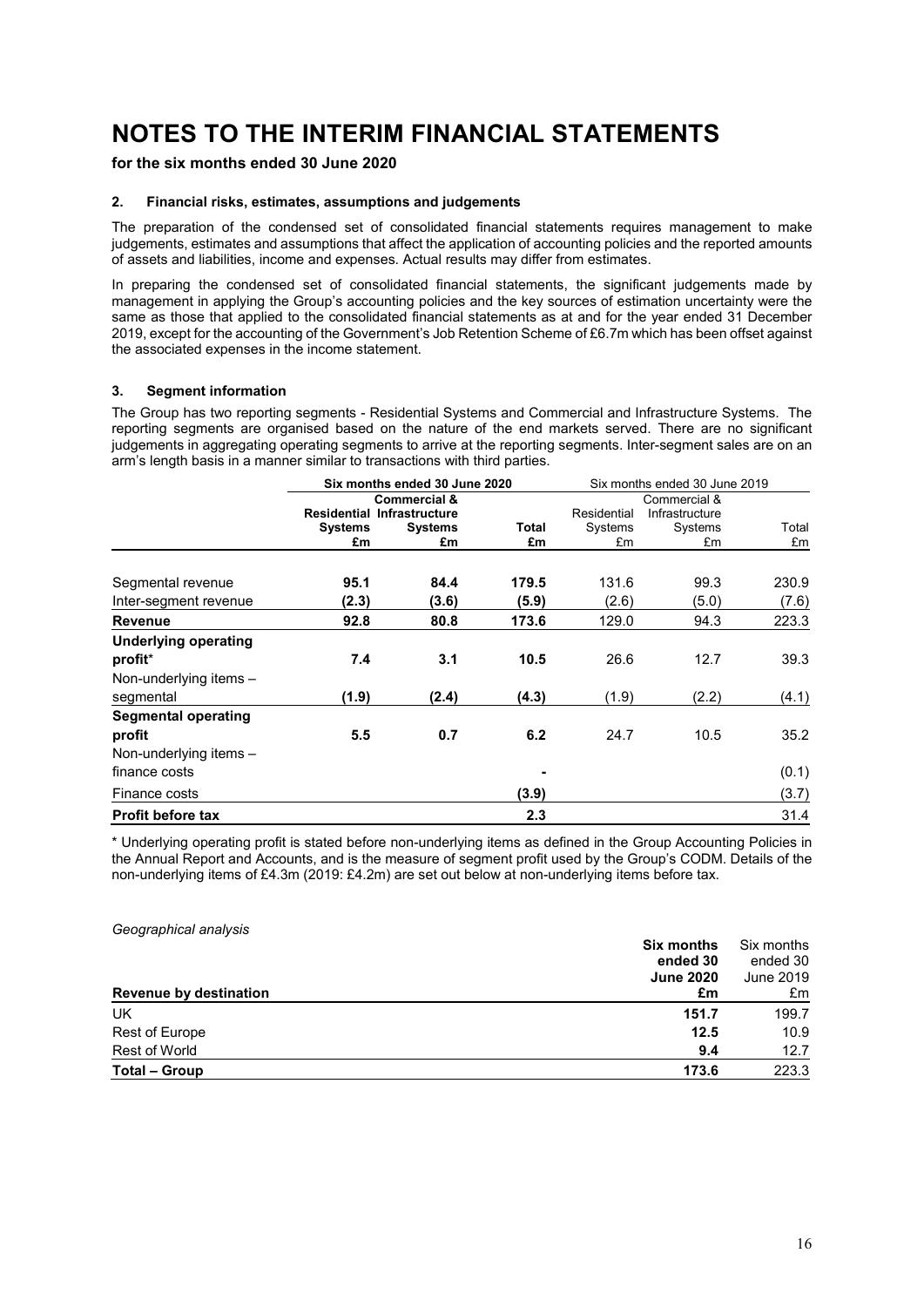# NOTES TO THE INTERIM FINANCIAL STATEMENTS

**for the six months ended 30 June 2020**

### 2. Financial risks, estimates, assumptions and judgements

The preparation of the condensed set of consolidated financial statements requires management to make judgements, estimates and assumptions that affect the application of accounting policies and the reported amounts of assets and liabilities, income and expenses. Actual results may differ from estimates.

In preparing the condensed set of consolidated financial statements, the significant judgements made by management in applying the Group's accounting policies and the key sources of estimation uncertainty were the same as those that applied to the consolidated financial statements as at and for the year ended 31 December 2019, except for the accounting of the Government's Job Retention Scheme of £6.7m which has been offset against the associated expenses in the income statement.

### 3. Segment information

The Group has two reporting segments - Residential Systems and Commercial and Infrastructure Systems. The reporting segments are organised based on the nature of the end markets served. There are no significant judgements in aggregating operating segments to arrive at the reporting segments. Inter-segment sales are on an arm's length basis in a manner similar to transactions with third parties.

| | **Six months ended 30 June 2020** | | | Six months ended 30 June 2019 | | |
|---|---|---|---|---|---|---|
| | **Residential Systems £m** | **Commercial & Infrastructure Systems £m** | **Total £m** | Residential Systems £m | Commercial & Infrastructure Systems £m | Total £m |
| Segmental revenue | **95.1** | **84.4** | **179.5** | 131.6 | 99.3 | 230.9 |
| Inter-segment revenue | **(2.3)** | **(3.6)** | **(5.9)** | (2.6) | (5.0) | (7.6) |
| **Revenue** | **92.8** | **80.8** | **173.6** | 129.0 | 94.3 | 223.3 |
| **Underlying operating profit*** | **7.4** | **3.1** | **10.5** | 26.6 | 12.7 | 39.3 |
| Non-underlying items – segmental | **(1.9)** | **(2.4)** | **(4.3)** | (1.9) | (2.2) | (4.1) |
| **Segmental operating profit** | **5.5** | **0.7** | **6.2** | 24.7 | 10.5 | 35.2 |
| Non-underlying items – finance costs | | | **-** | | | (0.1) |
| Finance costs | | | **(3.9)** | | | (3.7) |
| **Profit before tax** | | | **2.3** | | | 31.4 |

\* Underlying operating profit is stated before non-underlying items as defined in the Group Accounting Policies in the Annual Report and Accounts, and is the measure of segment profit used by the Group's CODM. Details of the non-underlying items of £4.3m (2019: £4.2m) are set out below at non-underlying items before tax.

*Geographical analysis*

| **Revenue by destination** | **Six months ended 30 June 2020 £m** | Six months ended 30 June 2019 £m |
|---|---|---|
| UK | **151.7** | 199.7 |
| Rest of Europe | **12.5** | 10.9 |
| Rest of World | **9.4** | 12.7 |
| **Total – Group** | **173.6** | 223.3 |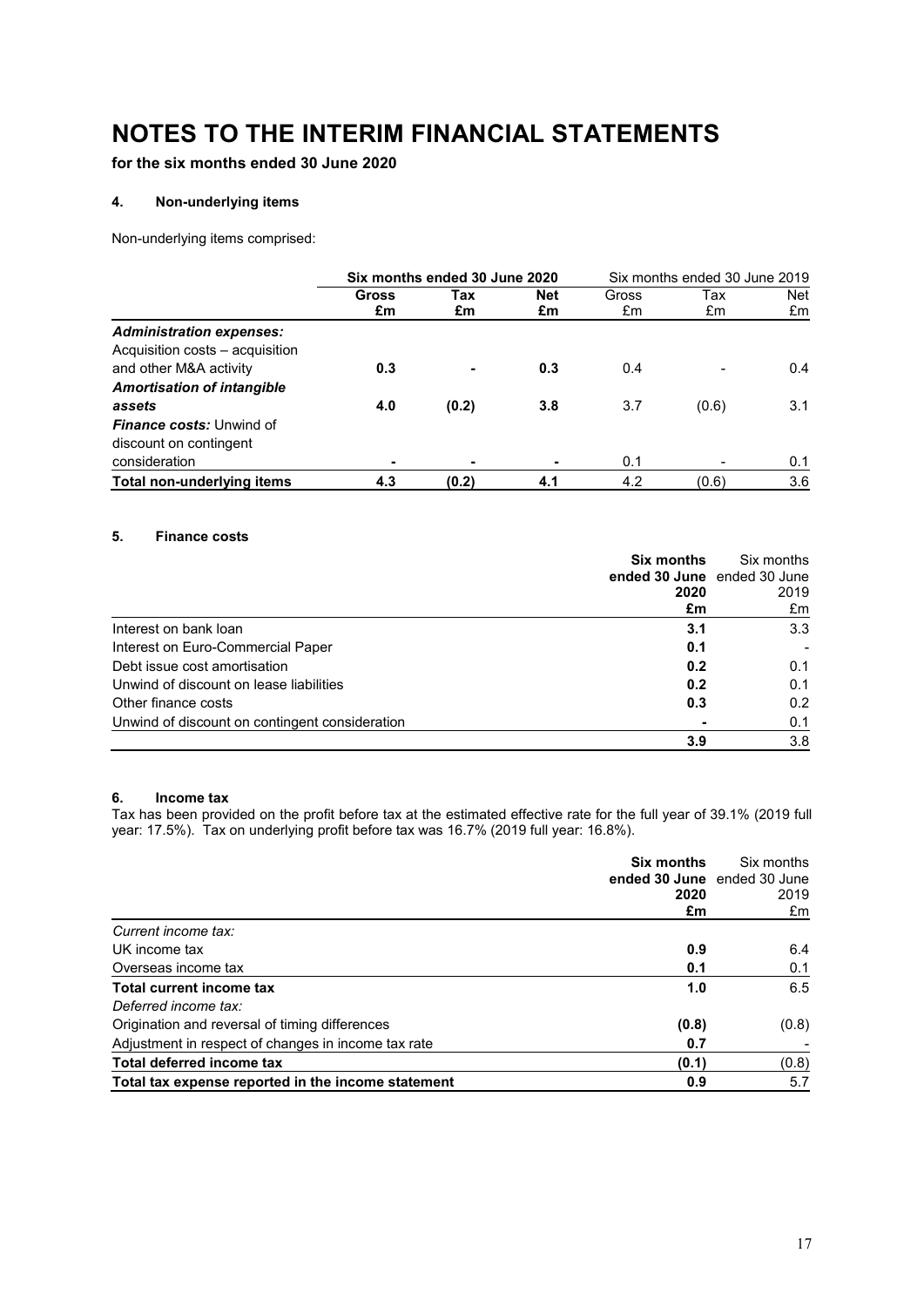# NOTES TO THE INTERIM FINANCIAL STATEMENTS

**for the six months ended 30 June 2020**

### 4. Non-underlying items

Non-underlying items comprised:

| | **Six months ended 30 June 2020** | | | Six months ended 30 June 2019 | | |
|---|---|---|---|---|---|---|
| | **Gross £m** | **Tax £m** | **Net £m** | Gross £m | Tax £m | Net £m |
| ***Administration expenses:*** | | | | | | |
| Acquisition costs – acquisition and other M&A activity | **0.3** | **-** | **0.3** | 0.4 | - | 0.4 |
| ***Amortisation of intangible assets*** | **4.0** | **(0.2)** | **3.8** | 3.7 | (0.6) | 3.1 |
| ***Finance costs:*** Unwind of discount on contingent consideration | **-** | **-** | **-** | 0.1 | - | 0.1 |
| **Total non-underlying items** | **4.3** | **(0.2)** | **4.1** | 4.2 | (0.6) | 3.6 |

### 5. Finance costs

| | **Six months ended 30 June 2020 £m** | Six months ended 30 June 2019 £m |
|---|---|---|
| Interest on bank loan | **3.1** | 3.3 |
| Interest on Euro-Commercial Paper | **0.1** | - |
| Debt issue cost amortisation | **0.2** | 0.1 |
| Unwind of discount on lease liabilities | **0.2** | 0.1 |
| Other finance costs | **0.3** | 0.2 |
| Unwind of discount on contingent consideration | **-** | 0.1 |
| | **3.9** | 3.8 |

### 6. Income tax

Tax has been provided on the profit before tax at the estimated effective rate for the full year of 39.1% (2019 full year: 17.5%). Tax on underlying profit before tax was 16.7% (2019 full year: 16.8%).

| | **Six months ended 30 June 2020 £m** | Six months ended 30 June 2019 £m |
|---|---|---|
| *Current income tax:* | | |
| UK income tax | **0.9** | 6.4 |
| Overseas income tax | **0.1** | 0.1 |
| **Total current income tax** | **1.0** | 6.5 |
| *Deferred income tax:* | | |
| Origination and reversal of timing differences | **(0.8)** | (0.8) |
| Adjustment in respect of changes in income tax rate | **0.7** | - |
| **Total deferred income tax** | **(0.1)** | (0.8) |
| **Total tax expense reported in the income statement** | **0.9** | 5.7 |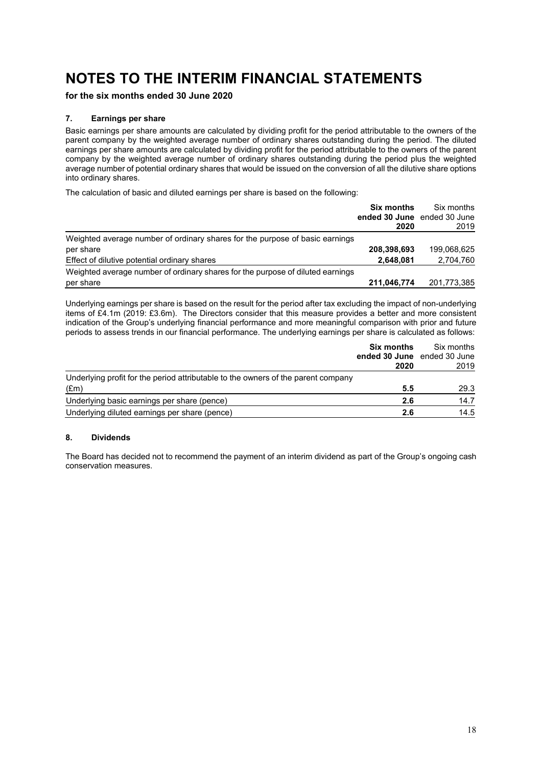# NOTES TO THE INTERIM FINANCIAL STATEMENTS

**for the six months ended 30 June 2020**

### 7. Earnings per share

Basic earnings per share amounts are calculated by dividing profit for the period attributable to the owners of the parent company by the weighted average number of ordinary shares outstanding during the period. The diluted earnings per share amounts are calculated by dividing profit for the period attributable to the owners of the parent company by the weighted average number of ordinary shares outstanding during the period plus the weighted average number of potential ordinary shares that would be issued on the conversion of all the dilutive share options into ordinary shares.

The calculation of basic and diluted earnings per share is based on the following:

| | **Six months ended 30 June 2020** | Six months ended 30 June 2019 |
|---|---|---|
| Weighted average number of ordinary shares for the purpose of basic earnings per share | **208,398,693** | 199,068,625 |
| Effect of dilutive potential ordinary shares | **2,648,081** | 2,704,760 |
| Weighted average number of ordinary shares for the purpose of diluted earnings per share | **211,046,774** | 201,773,385 |

Underlying earnings per share is based on the result for the period after tax excluding the impact of non-underlying items of £4.1m (2019: £3.6m). The Directors consider that this measure provides a better and more consistent indication of the Group's underlying financial performance and more meaningful comparison with prior and future periods to assess trends in our financial performance. The underlying earnings per share is calculated as follows:

| | **Six months ended 30 June 2020** | Six months ended 30 June 2019 |
|---|---|---|
| Underlying profit for the period attributable to the owners of the parent company (£m) | **5.5** | 29.3 |
| Underlying basic earnings per share (pence) | **2.6** | 14.7 |
| Underlying diluted earnings per share (pence) | **2.6** | 14.5 |

### 8. Dividends

The Board has decided not to recommend the payment of an interim dividend as part of the Group's ongoing cash conservation measures.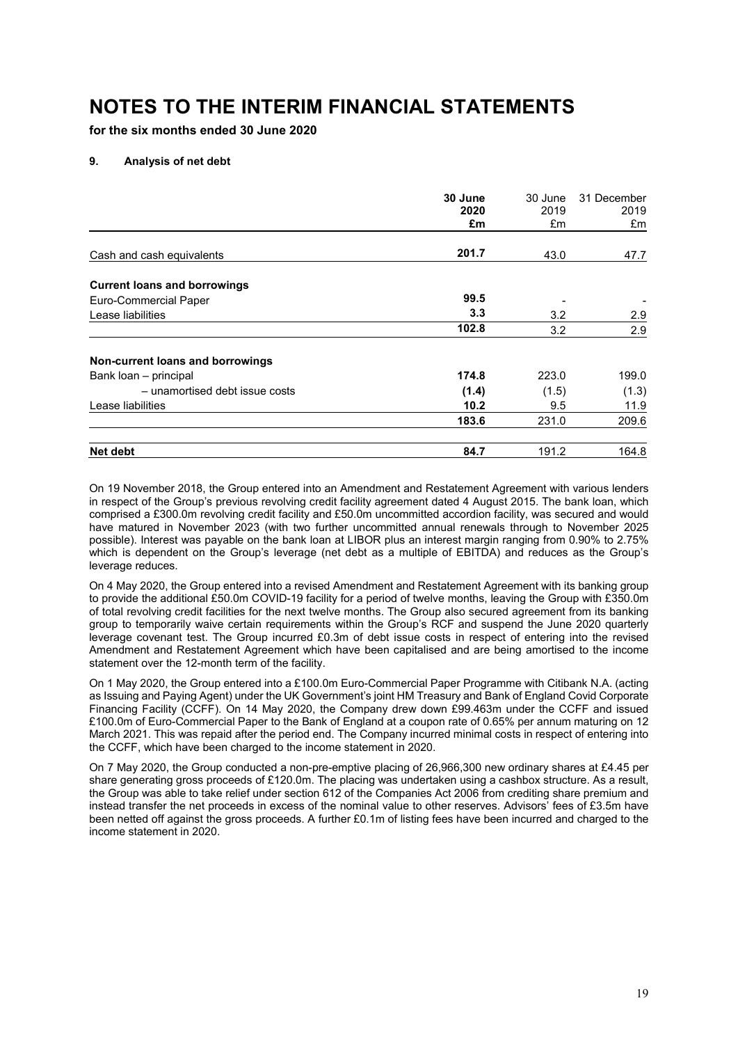# NOTES TO THE INTERIM FINANCIAL STATEMENTS

**for the six months ended 30 June 2020**

## 9. Analysis of net debt

| | **30 June 2020 £m** | 30 June 2019 £m | 31 December 2019 £m |
|---|---|---|---|
| Cash and cash equivalents | **201.7** | 43.0 | 47.7 |
| **Current loans and borrowings** | | | |
| Euro-Commercial Paper | **99.5** | - | - |
| Lease liabilities | **3.3** | 3.2 | 2.9 |
| | **102.8** | 3.2 | 2.9 |
| **Non-current loans and borrowings** | | | |
| Bank loan – principal | **174.8** | 223.0 | 199.0 |
| – unamortised debt issue costs | **(1.4)** | (1.5) | (1.3) |
| Lease liabilities | **10.2** | 9.5 | 11.9 |
| | **183.6** | 231.0 | 209.6 |
| **Net debt** | **84.7** | 191.2 | 164.8 |

On 19 November 2018, the Group entered into an Amendment and Restatement Agreement with various lenders in respect of the Group's previous revolving credit facility agreement dated 4 August 2015. The bank loan, which comprised a £300.0m revolving credit facility and £50.0m uncommitted accordion facility, was secured and would have matured in November 2023 (with two further uncommitted annual renewals through to November 2025 possible). Interest was payable on the bank loan at LIBOR plus an interest margin ranging from 0.90% to 2.75% which is dependent on the Group's leverage (net debt as a multiple of EBITDA) and reduces as the Group's leverage reduces.

On 4 May 2020, the Group entered into a revised Amendment and Restatement Agreement with its banking group to provide the additional £50.0m COVID-19 facility for a period of twelve months, leaving the Group with £350.0m of total revolving credit facilities for the next twelve months. The Group also secured agreement from its banking group to temporarily waive certain requirements within the Group's RCF and suspend the June 2020 quarterly leverage covenant test. The Group incurred £0.3m of debt issue costs in respect of entering into the revised Amendment and Restatement Agreement which have been capitalised and are being amortised to the income statement over the 12-month term of the facility.

On 1 May 2020, the Group entered into a £100.0m Euro-Commercial Paper Programme with Citibank N.A. (acting as Issuing and Paying Agent) under the UK Government's joint HM Treasury and Bank of England Covid Corporate Financing Facility (CCFF). On 14 May 2020, the Company drew down £99.463m under the CCFF and issued £100.0m of Euro-Commercial Paper to the Bank of England at a coupon rate of 0.65% per annum maturing on 12 March 2021. This was repaid after the period end. The Company incurred minimal costs in respect of entering into the CCFF, which have been charged to the income statement in 2020.

On 7 May 2020, the Group conducted a non-pre-emptive placing of 26,966,300 new ordinary shares at £4.45 per share generating gross proceeds of £120.0m. The placing was undertaken using a cashbox structure. As a result, the Group was able to take relief under section 612 of the Companies Act 2006 from crediting share premium and instead transfer the net proceeds in excess of the nominal value to other reserves. Advisors' fees of £3.5m have been netted off against the gross proceeds. A further £0.1m of listing fees have been incurred and charged to the income statement in 2020.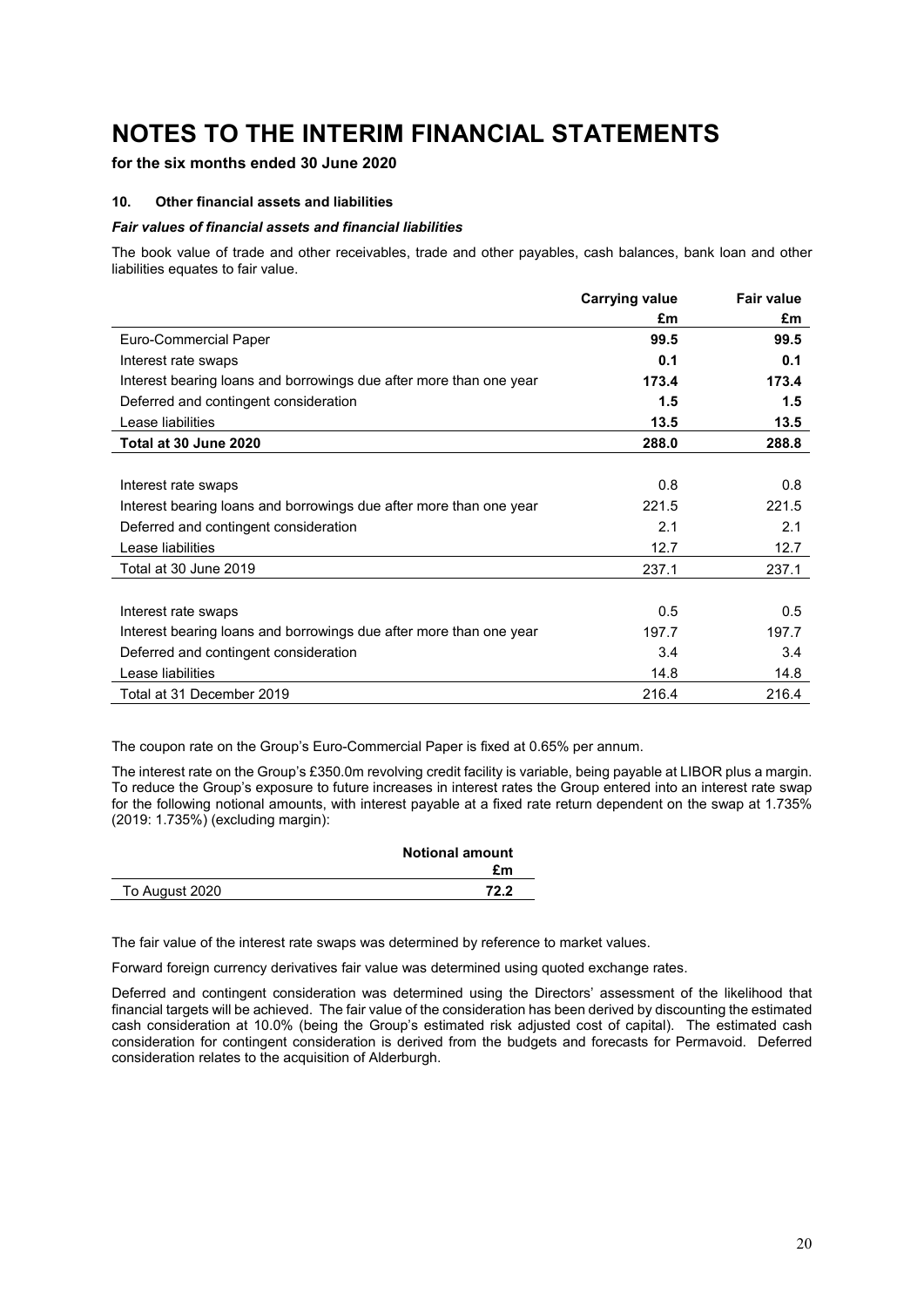# NOTES TO THE INTERIM FINANCIAL STATEMENTS

**for the six months ended 30 June 2020**

### 10. Other financial assets and liabilities

***Fair values of financial assets and financial liabilities***

The book value of trade and other receivables, trade and other payables, cash balances, bank loan and other liabilities equates to fair value.

| | Carrying value | Fair value |
|---|---|---|
| | £m | £m |
| Euro-Commercial Paper | **99.5** | **99.5** |
| Interest rate swaps | **0.1** | **0.1** |
| Interest bearing loans and borrowings due after more than one year | **173.4** | **173.4** |
| Deferred and contingent consideration | **1.5** | **1.5** |
| Lease liabilities | **13.5** | **13.5** |
| **Total at 30 June 2020** | **288.0** | **288.8** |
| | | |
| Interest rate swaps | 0.8 | 0.8 |
| Interest bearing loans and borrowings due after more than one year | 221.5 | 221.5 |
| Deferred and contingent consideration | 2.1 | 2.1 |
| Lease liabilities | 12.7 | 12.7 |
| Total at 30 June 2019 | 237.1 | 237.1 |
| | | |
| Interest rate swaps | 0.5 | 0.5 |
| Interest bearing loans and borrowings due after more than one year | 197.7 | 197.7 |
| Deferred and contingent consideration | 3.4 | 3.4 |
| Lease liabilities | 14.8 | 14.8 |
| Total at 31 December 2019 | 216.4 | 216.4 |

The coupon rate on the Group's Euro-Commercial Paper is fixed at 0.65% per annum.

The interest rate on the Group's £350.0m revolving credit facility is variable, being payable at LIBOR plus a margin. To reduce the Group's exposure to future increases in interest rates the Group entered into an interest rate swap for the following notional amounts, with interest payable at a fixed rate return dependent on the swap at 1.735% (2019: 1.735%) (excluding margin):

| | Notional amount |
|---|---|
| | £m |
| To August 2020 | **72.2** |

The fair value of the interest rate swaps was determined by reference to market values.

Forward foreign currency derivatives fair value was determined using quoted exchange rates.

Deferred and contingent consideration was determined using the Directors' assessment of the likelihood that financial targets will be achieved. The fair value of the consideration has been derived by discounting the estimated cash consideration at 10.0% (being the Group's estimated risk adjusted cost of capital). The estimated cash consideration for contingent consideration is derived from the budgets and forecasts for Permavoid. Deferred consideration relates to the acquisition of Alderburgh.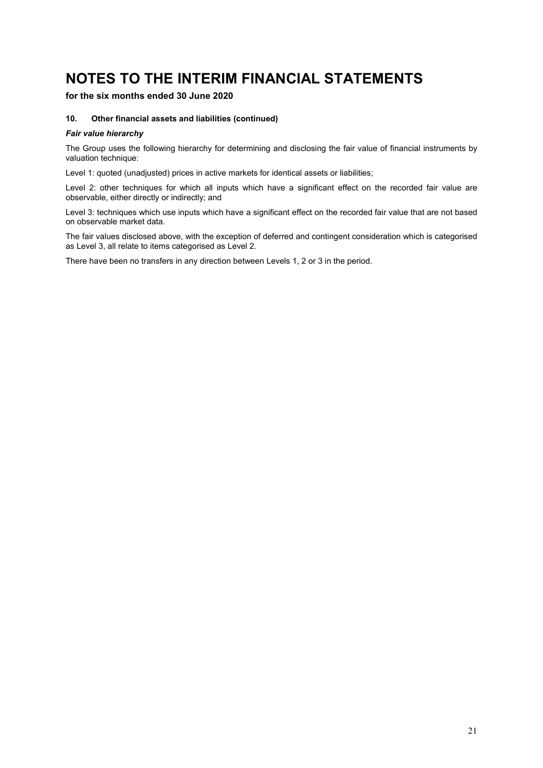# NOTES TO THE INTERIM FINANCIAL STATEMENTS

**for the six months ended 30 June 2020**

**10. Other financial assets and liabilities (continued)**

***Fair value hierarchy***

The Group uses the following hierarchy for determining and disclosing the fair value of financial instruments by valuation technique:

Level 1: quoted (unadjusted) prices in active markets for identical assets or liabilities;

Level 2: other techniques for which all inputs which have a significant effect on the recorded fair value are observable, either directly or indirectly; and

Level 3: techniques which use inputs which have a significant effect on the recorded fair value that are not based on observable market data.

The fair values disclosed above, with the exception of deferred and contingent consideration which is categorised as Level 3, all relate to items categorised as Level 2.

There have been no transfers in any direction between Levels 1, 2 or 3 in the period.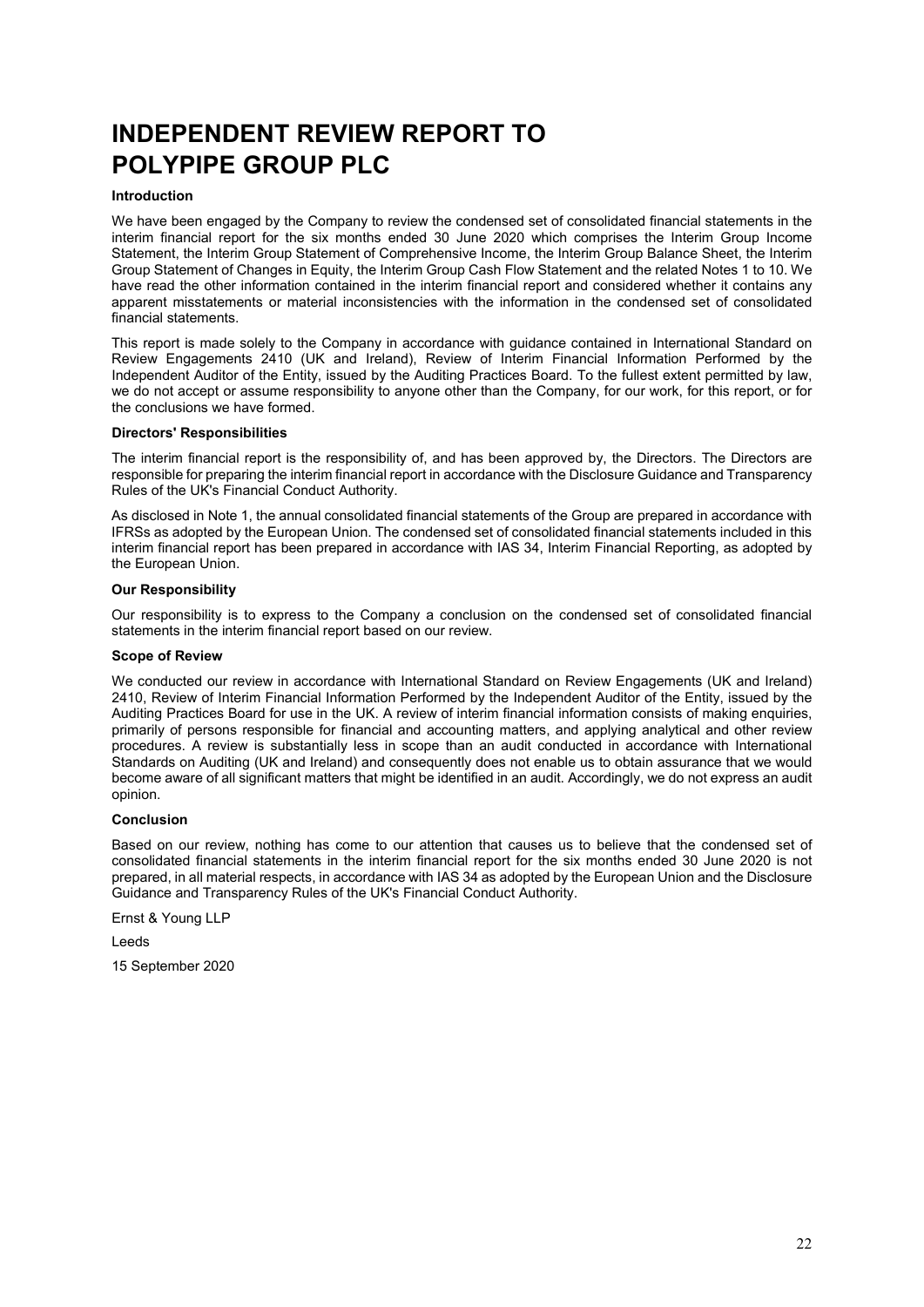# INDEPENDENT REVIEW REPORT TO POLYPIPE GROUP PLC

**Introduction**

We have been engaged by the Company to review the condensed set of consolidated financial statements in the interim financial report for the six months ended 30 June 2020 which comprises the Interim Group Income Statement, the Interim Group Statement of Comprehensive Income, the Interim Group Balance Sheet, the Interim Group Statement of Changes in Equity, the Interim Group Cash Flow Statement and the related Notes 1 to 10. We have read the other information contained in the interim financial report and considered whether it contains any apparent misstatements or material inconsistencies with the information in the condensed set of consolidated financial statements.

This report is made solely to the Company in accordance with guidance contained in International Standard on Review Engagements 2410 (UK and Ireland), Review of Interim Financial Information Performed by the Independent Auditor of the Entity, issued by the Auditing Practices Board. To the fullest extent permitted by law, we do not accept or assume responsibility to anyone other than the Company, for our work, for this report, or for the conclusions we have formed.

**Directors' Responsibilities**

The interim financial report is the responsibility of, and has been approved by, the Directors. The Directors are responsible for preparing the interim financial report in accordance with the Disclosure Guidance and Transparency Rules of the UK's Financial Conduct Authority.

As disclosed in Note 1, the annual consolidated financial statements of the Group are prepared in accordance with IFRSs as adopted by the European Union. The condensed set of consolidated financial statements included in this interim financial report has been prepared in accordance with IAS 34, Interim Financial Reporting, as adopted by the European Union.

**Our Responsibility**

Our responsibility is to express to the Company a conclusion on the condensed set of consolidated financial statements in the interim financial report based on our review.

**Scope of Review**

We conducted our review in accordance with International Standard on Review Engagements (UK and Ireland) 2410, Review of Interim Financial Information Performed by the Independent Auditor of the Entity, issued by the Auditing Practices Board for use in the UK. A review of interim financial information consists of making enquiries, primarily of persons responsible for financial and accounting matters, and applying analytical and other review procedures. A review is substantially less in scope than an audit conducted in accordance with International Standards on Auditing (UK and Ireland) and consequently does not enable us to obtain assurance that we would become aware of all significant matters that might be identified in an audit. Accordingly, we do not express an audit opinion.

**Conclusion**

Based on our review, nothing has come to our attention that causes us to believe that the condensed set of consolidated financial statements in the interim financial report for the six months ended 30 June 2020 is not prepared, in all material respects, in accordance with IAS 34 as adopted by the European Union and the Disclosure Guidance and Transparency Rules of the UK's Financial Conduct Authority.

Ernst & Young LLP

Leeds

15 September 2020